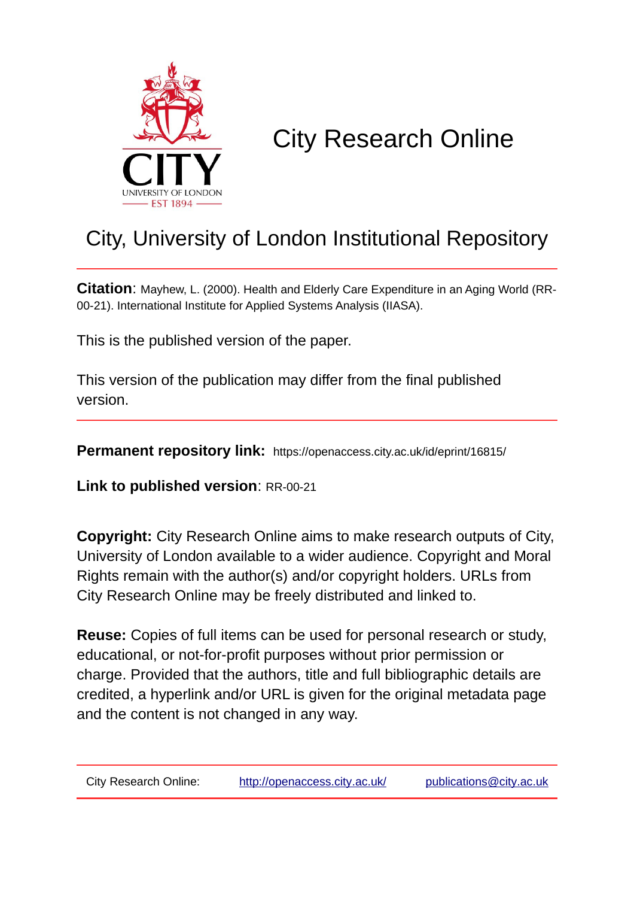CITY
UNIVERSITY OF LONDON
EST 1894

# City Research Online

## City, University of London Institutional Repository

---

**Citation**: Mayhew, L. (2000). Health and Elderly Care Expenditure in an Aging World (RR-00-21). International Institute for Applied Systems Analysis (IIASA).

This is the published version of the paper.

This version of the publication may differ from the final published version.

---

**Permanent repository link:** https://openaccess.city.ac.uk/id/eprint/16815/

**Link to published version**: RR-00-21

**Copyright:** City Research Online aims to make research outputs of City, University of London available to a wider audience. Copyright and Moral Rights remain with the author(s) and/or copyright holders. URLs from City Research Online may be freely distributed and linked to.

**Reuse:** Copies of full items can be used for personal research or study, educational, or not-for-profit purposes without prior permission or charge. Provided that the authors, title and full bibliographic details are credited, a hyperlink and/or URL is given for the original metadata page and the content is not changed in any way.

---

City Research Online: http://openaccess.city.ac.uk/ publications@city.ac.uk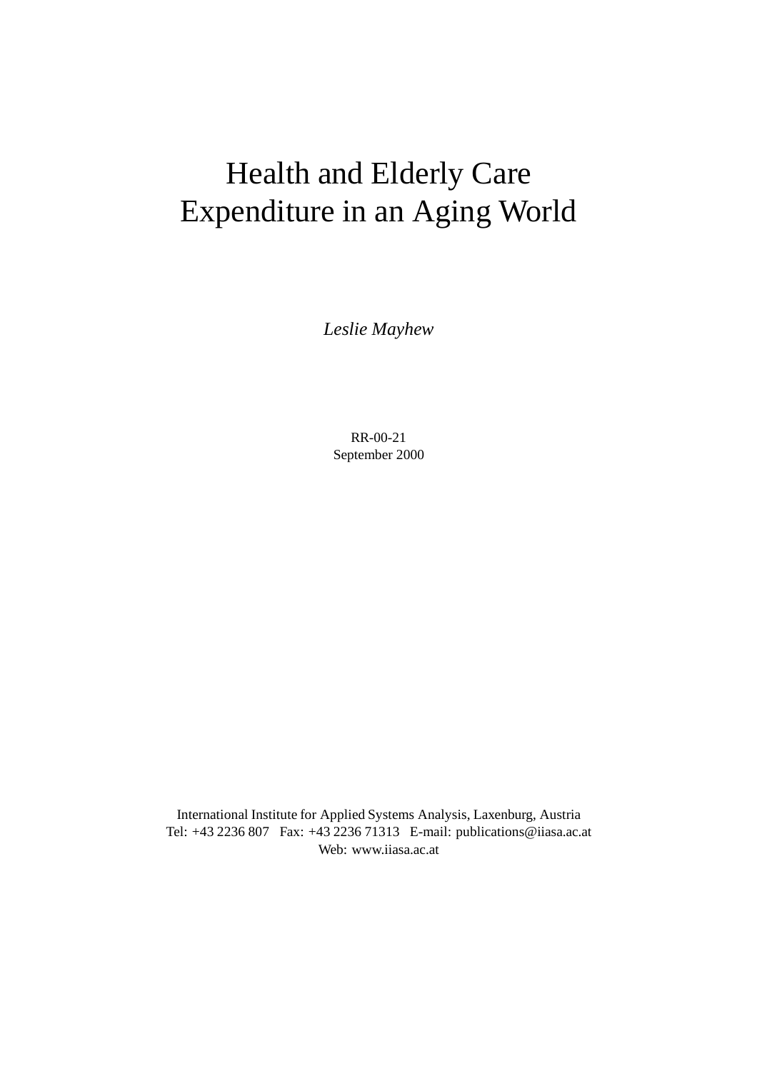# Health and Elderly Care Expenditure in an Aging World

*Leslie Mayhew*

RR-00-21
September 2000

International Institute for Applied Systems Analysis, Laxenburg, Austria
Tel: +43 2236 807 Fax: +43 2236 71313 E-mail: publications@iiasa.ac.at
Web: www.iiasa.ac.at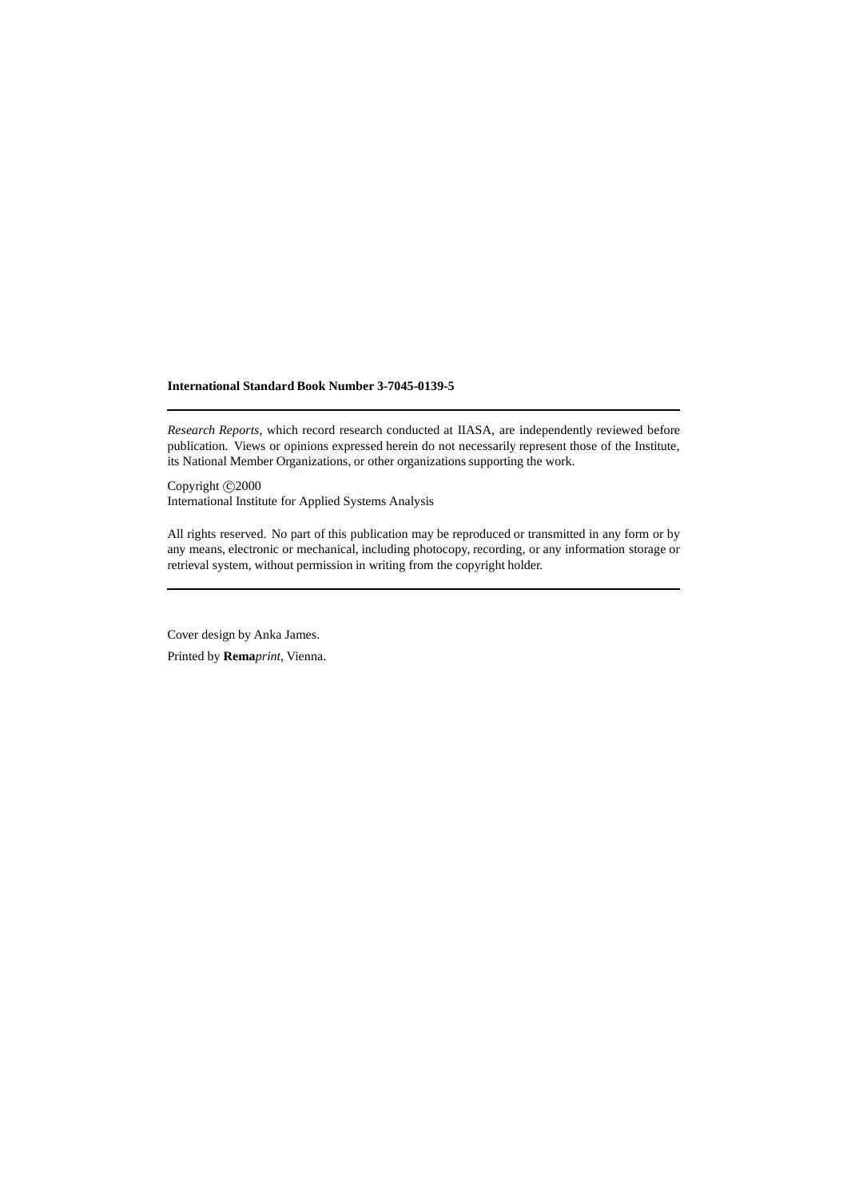**International Standard Book Number 3-7045-0139-5**

---

*Research Reports*, which record research conducted at IIASA, are independently reviewed before publication. Views or opinions expressed herein do not necessarily represent those of the Institute, its National Member Organizations, or other organizations supporting the work.

Copyright ©2000
International Institute for Applied Systems Analysis

All rights reserved. No part of this publication may be reproduced or transmitted in any form or by any means, electronic or mechanical, including photocopy, recording, or any information storage or retrieval system, without permission in writing from the copyright holder.

---

Cover design by Anka James.

Printed by **Rema***print*, Vienna.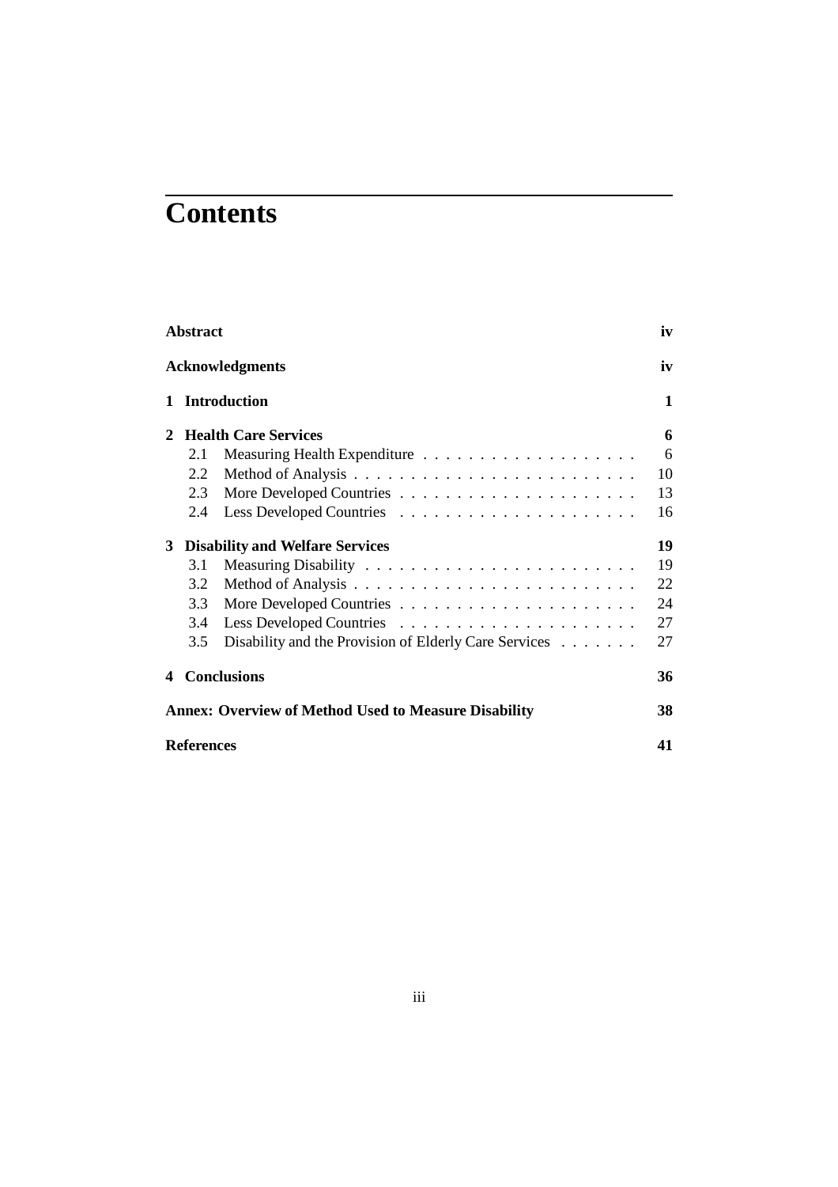# Contents

**Abstract** iv

**Acknowledgments** iv

**1 Introduction** 1

**2 Health Care Services** 6
- 2.1 Measuring Health Expenditure . . . . . . . . . . . . . . . . . . . 6
- 2.2 Method of Analysis . . . . . . . . . . . . . . . . . . . . . . . . . 10
- 2.3 More Developed Countries . . . . . . . . . . . . . . . . . . . . . 13
- 2.4 Less Developed Countries . . . . . . . . . . . . . . . . . . . . . 16

**3 Disability and Welfare Services** 19
- 3.1 Measuring Disability . . . . . . . . . . . . . . . . . . . . . . . . 19
- 3.2 Method of Analysis . . . . . . . . . . . . . . . . . . . . . . . . . 22
- 3.3 More Developed Countries . . . . . . . . . . . . . . . . . . . . . 24
- 3.4 Less Developed Countries . . . . . . . . . . . . . . . . . . . . . 27
- 3.5 Disability and the Provision of Elderly Care Services . . . . . . . 27

**4 Conclusions** 36

**Annex: Overview of Method Used to Measure Disability** 38

**References** 41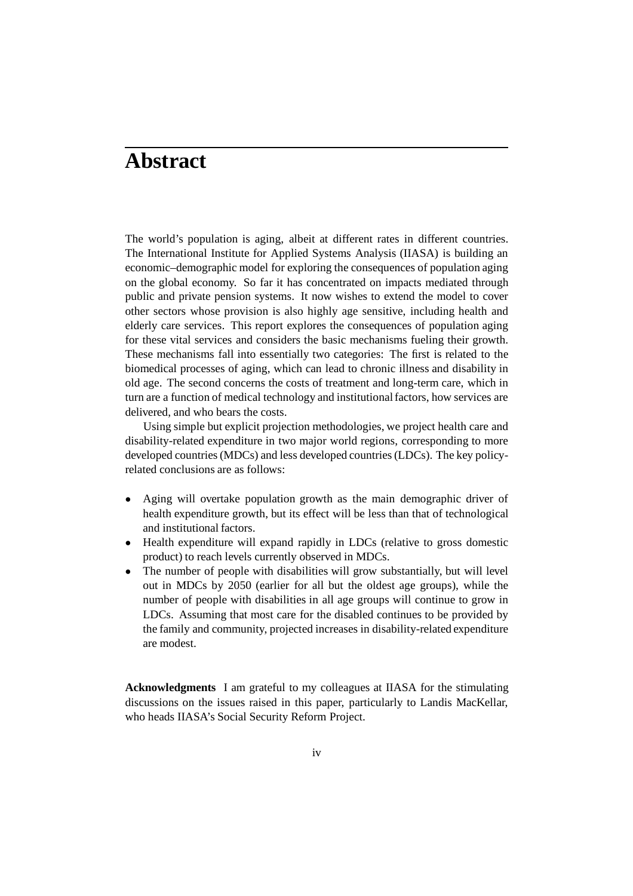# Abstract

The world's population is aging, albeit at different rates in different countries. The International Institute for Applied Systems Analysis (IIASA) is building an economic–demographic model for exploring the consequences of population aging on the global economy. So far it has concentrated on impacts mediated through public and private pension systems. It now wishes to extend the model to cover other sectors whose provision is also highly age sensitive, including health and elderly care services. This report explores the consequences of population aging for these vital services and considers the basic mechanisms fueling their growth. These mechanisms fall into essentially two categories: The first is related to the biomedical processes of aging, which can lead to chronic illness and disability in old age. The second concerns the costs of treatment and long-term care, which in turn are a function of medical technology and institutional factors, how services are delivered, and who bears the costs.

Using simple but explicit projection methodologies, we project health care and disability-related expenditure in two major world regions, corresponding to more developed countries (MDCs) and less developed countries (LDCs). The key policy-related conclusions are as follows:

- Aging will overtake population growth as the main demographic driver of health expenditure growth, but its effect will be less than that of technological and institutional factors.
- Health expenditure will expand rapidly in LDCs (relative to gross domestic product) to reach levels currently observed in MDCs.
- The number of people with disabilities will grow substantially, but will level out in MDCs by 2050 (earlier for all but the oldest age groups), while the number of people with disabilities in all age groups will continue to grow in LDCs. Assuming that most care for the disabled continues to be provided by the family and community, projected increases in disability-related expenditure are modest.

**Acknowledgments** I am grateful to my colleagues at IIASA for the stimulating discussions on the issues raised in this paper, particularly to Landis MacKellar, who heads IIASA's Social Security Reform Project.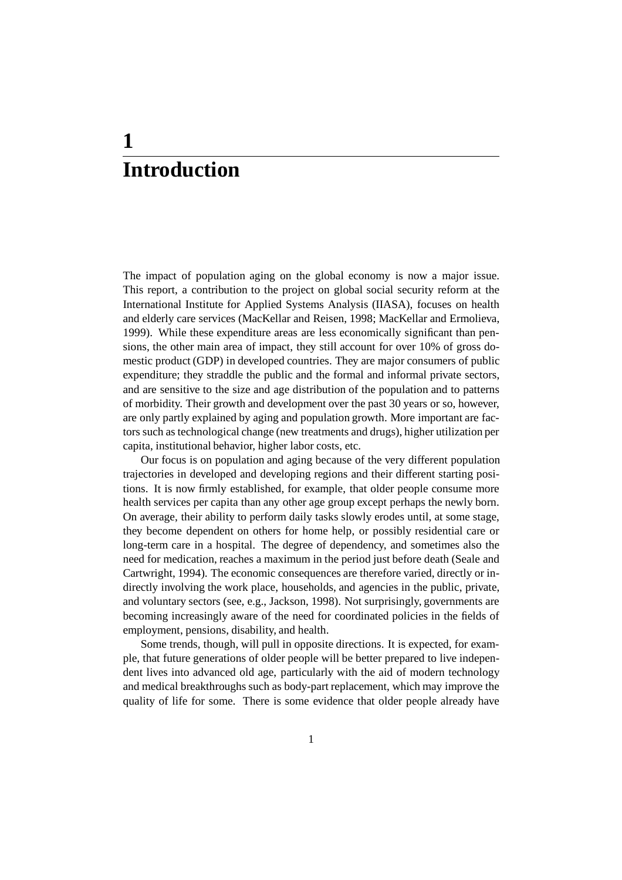# 1 Introduction

The impact of population aging on the global economy is now a major issue. This report, a contribution to the project on global social security reform at the International Institute for Applied Systems Analysis (IIASA), focuses on health and elderly care services (MacKellar and Reisen, 1998; MacKellar and Ermolieva, 1999). While these expenditure areas are less economically significant than pensions, the other main area of impact, they still account for over 10% of gross domestic product (GDP) in developed countries. They are major consumers of public expenditure; they straddle the public and the formal and informal private sectors, and are sensitive to the size and age distribution of the population and to patterns of morbidity. Their growth and development over the past 30 years or so, however, are only partly explained by aging and population growth. More important are factors such as technological change (new treatments and drugs), higher utilization per capita, institutional behavior, higher labor costs, etc.

Our focus is on population and aging because of the very different population trajectories in developed and developing regions and their different starting positions. It is now firmly established, for example, that older people consume more health services per capita than any other age group except perhaps the newly born. On average, their ability to perform daily tasks slowly erodes until, at some stage, they become dependent on others for home help, or possibly residential care or long-term care in a hospital. The degree of dependency, and sometimes also the need for medication, reaches a maximum in the period just before death (Seale and Cartwright, 1994). The economic consequences are therefore varied, directly or indirectly involving the work place, households, and agencies in the public, private, and voluntary sectors (see, e.g., Jackson, 1998). Not surprisingly, governments are becoming increasingly aware of the need for coordinated policies in the fields of employment, pensions, disability, and health.

Some trends, though, will pull in opposite directions. It is expected, for example, that future generations of older people will be better prepared to live independent lives into advanced old age, particularly with the aid of modern technology and medical breakthroughs such as body-part replacement, which may improve the quality of life for some. There is some evidence that older people already have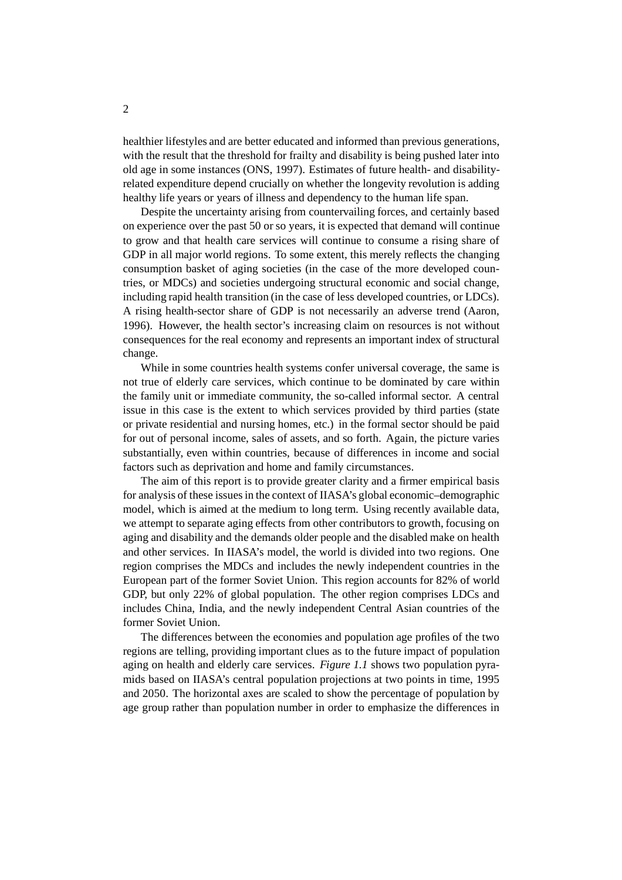healthier lifestyles and are better educated and informed than previous generations, with the result that the threshold for frailty and disability is being pushed later into old age in some instances (ONS, 1997). Estimates of future health- and disability-related expenditure depend crucially on whether the longevity revolution is adding healthy life years or years of illness and dependency to the human life span.

Despite the uncertainty arising from countervailing forces, and certainly based on experience over the past 50 or so years, it is expected that demand will continue to grow and that health care services will continue to consume a rising share of GDP in all major world regions. To some extent, this merely reflects the changing consumption basket of aging societies (in the case of the more developed countries, or MDCs) and societies undergoing structural economic and social change, including rapid health transition (in the case of less developed countries, or LDCs). A rising health-sector share of GDP is not necessarily an adverse trend (Aaron, 1996). However, the health sector's increasing claim on resources is not without consequences for the real economy and represents an important index of structural change.

While in some countries health systems confer universal coverage, the same is not true of elderly care services, which continue to be dominated by care within the family unit or immediate community, the so-called informal sector. A central issue in this case is the extent to which services provided by third parties (state or private residential and nursing homes, etc.) in the formal sector should be paid for out of personal income, sales of assets, and so forth. Again, the picture varies substantially, even within countries, because of differences in income and social factors such as deprivation and home and family circumstances.

The aim of this report is to provide greater clarity and a firmer empirical basis for analysis of these issues in the context of IIASA's global economic–demographic model, which is aimed at the medium to long term. Using recently available data, we attempt to separate aging effects from other contributors to growth, focusing on aging and disability and the demands older people and the disabled make on health and other services. In IIASA's model, the world is divided into two regions. One region comprises the MDCs and includes the newly independent countries in the European part of the former Soviet Union. This region accounts for 82% of world GDP, but only 22% of global population. The other region comprises LDCs and includes China, India, and the newly independent Central Asian countries of the former Soviet Union.

The differences between the economies and population age profiles of the two regions are telling, providing important clues as to the future impact of population aging on health and elderly care services. *Figure 1.1* shows two population pyramids based on IIASA's central population projections at two points in time, 1995 and 2050. The horizontal axes are scaled to show the percentage of population by age group rather than population number in order to emphasize the differences in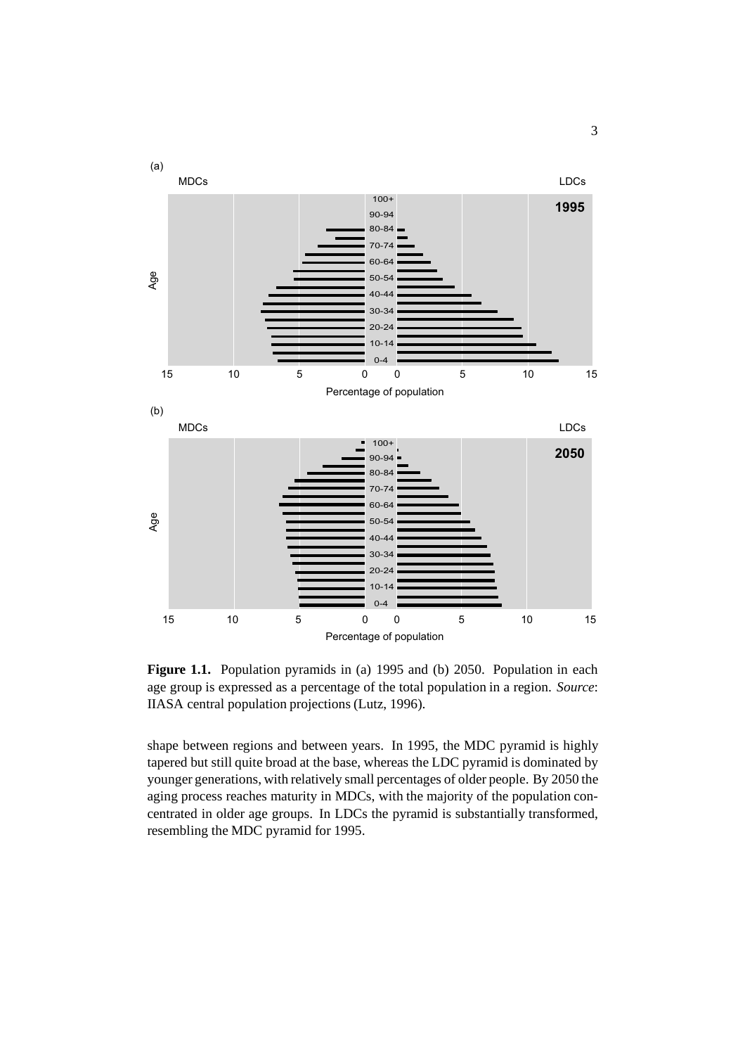**Figure 1.1.** Population pyramids in (a) 1995 and (b) 2050. Population in each age group is expressed as a percentage of the total population in a region. *Source*: IIASA central population projections (Lutz, 1996).

shape between regions and between years. In 1995, the MDC pyramid is highly tapered but still quite broad at the base, whereas the LDC pyramid is dominated by younger generations, with relatively small percentages of older people. By 2050 the aging process reaches maturity in MDCs, with the majority of the population concentrated in older age groups. In LDCs the pyramid is substantially transformed, resembling the MDC pyramid for 1995.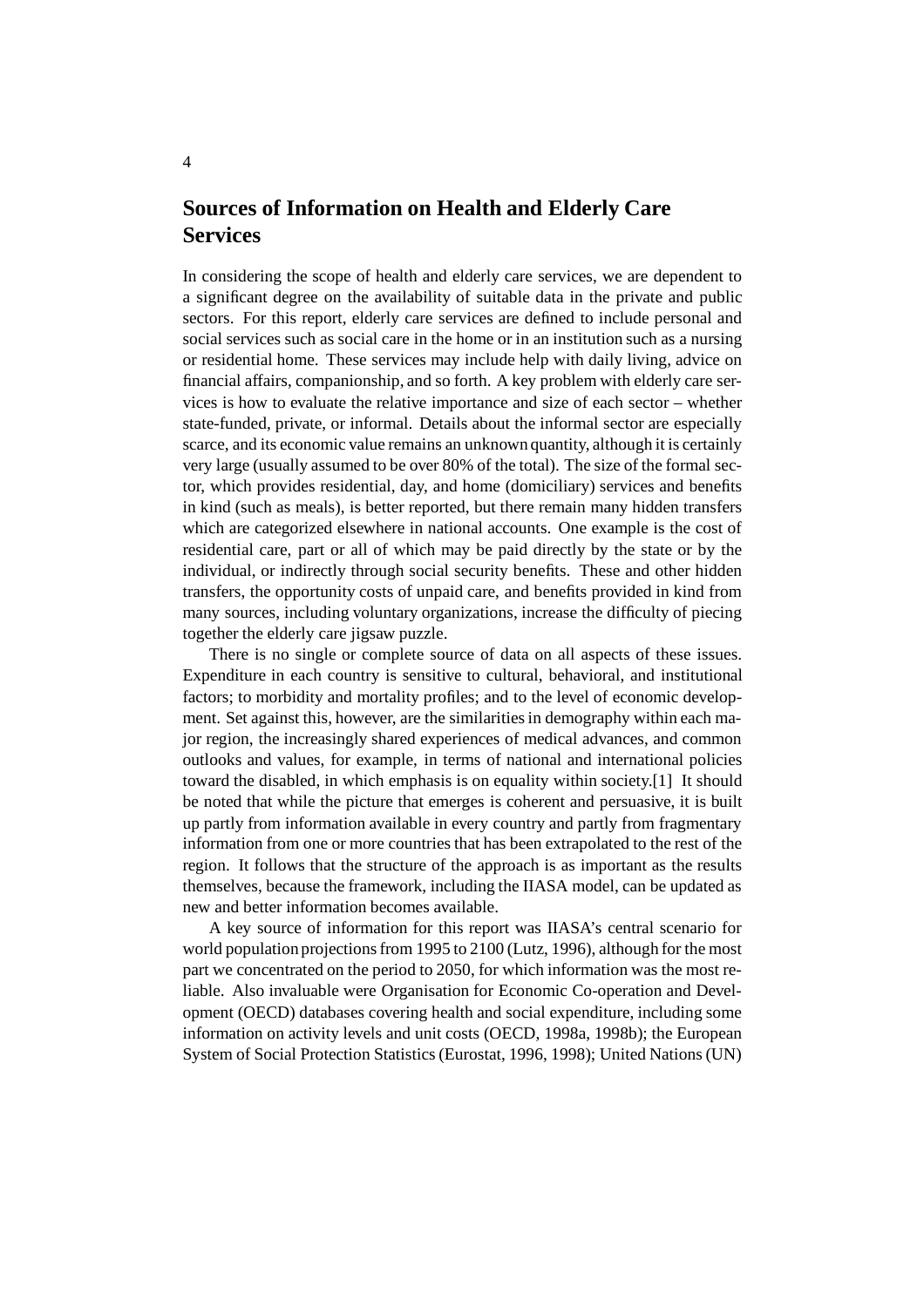# Sources of Information on Health and Elderly Care Services

In considering the scope of health and elderly care services, we are dependent to a significant degree on the availability of suitable data in the private and public sectors. For this report, elderly care services are defined to include personal and social services such as social care in the home or in an institution such as a nursing or residential home. These services may include help with daily living, advice on financial affairs, companionship, and so forth. A key problem with elderly care services is how to evaluate the relative importance and size of each sector – whether state-funded, private, or informal. Details about the informal sector are especially scarce, and its economic value remains an unknown quantity, although it is certainly very large (usually assumed to be over 80% of the total). The size of the formal sector, which provides residential, day, and home (domiciliary) services and benefits in kind (such as meals), is better reported, but there remain many hidden transfers which are categorized elsewhere in national accounts. One example is the cost of residential care, part or all of which may be paid directly by the state or by the individual, or indirectly through social security benefits. These and other hidden transfers, the opportunity costs of unpaid care, and benefits provided in kind from many sources, including voluntary organizations, increase the difficulty of piecing together the elderly care jigsaw puzzle.

There is no single or complete source of data on all aspects of these issues. Expenditure in each country is sensitive to cultural, behavioral, and institutional factors; to morbidity and mortality profiles; and to the level of economic development. Set against this, however, are the similarities in demography within each major region, the increasingly shared experiences of medical advances, and common outlooks and values, for example, in terms of national and international policies toward the disabled, in which emphasis is on equality within society.[1] It should be noted that while the picture that emerges is coherent and persuasive, it is built up partly from information available in every country and partly from fragmentary information from one or more countries that has been extrapolated to the rest of the region. It follows that the structure of the approach is as important as the results themselves, because the framework, including the IIASA model, can be updated as new and better information becomes available.

A key source of information for this report was IIASA's central scenario for world population projections from 1995 to 2100 (Lutz, 1996), although for the most part we concentrated on the period to 2050, for which information was the most reliable. Also invaluable were Organisation for Economic Co-operation and Development (OECD) databases covering health and social expenditure, including some information on activity levels and unit costs (OECD, 1998a, 1998b); the European System of Social Protection Statistics (Eurostat, 1996, 1998); United Nations (UN)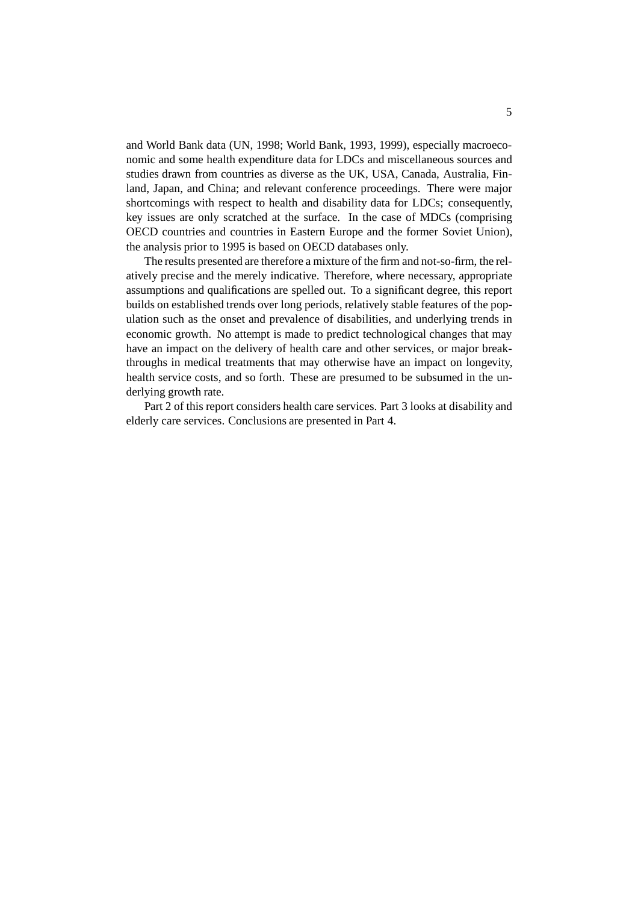and World Bank data (UN, 1998; World Bank, 1993, 1999), especially macroeconomic and some health expenditure data for LDCs and miscellaneous sources and studies drawn from countries as diverse as the UK, USA, Canada, Australia, Finland, Japan, and China; and relevant conference proceedings. There were major shortcomings with respect to health and disability data for LDCs; consequently, key issues are only scratched at the surface. In the case of MDCs (comprising OECD countries and countries in Eastern Europe and the former Soviet Union), the analysis prior to 1995 is based on OECD databases only.

The results presented are therefore a mixture of the firm and not-so-firm, the relatively precise and the merely indicative. Therefore, where necessary, appropriate assumptions and qualifications are spelled out. To a significant degree, this report builds on established trends over long periods, relatively stable features of the population such as the onset and prevalence of disabilities, and underlying trends in economic growth. No attempt is made to predict technological changes that may have an impact on the delivery of health care and other services, or major breakthroughs in medical treatments that may otherwise have an impact on longevity, health service costs, and so forth. These are presumed to be subsumed in the underlying growth rate.

Part 2 of this report considers health care services. Part 3 looks at disability and elderly care services. Conclusions are presented in Part 4.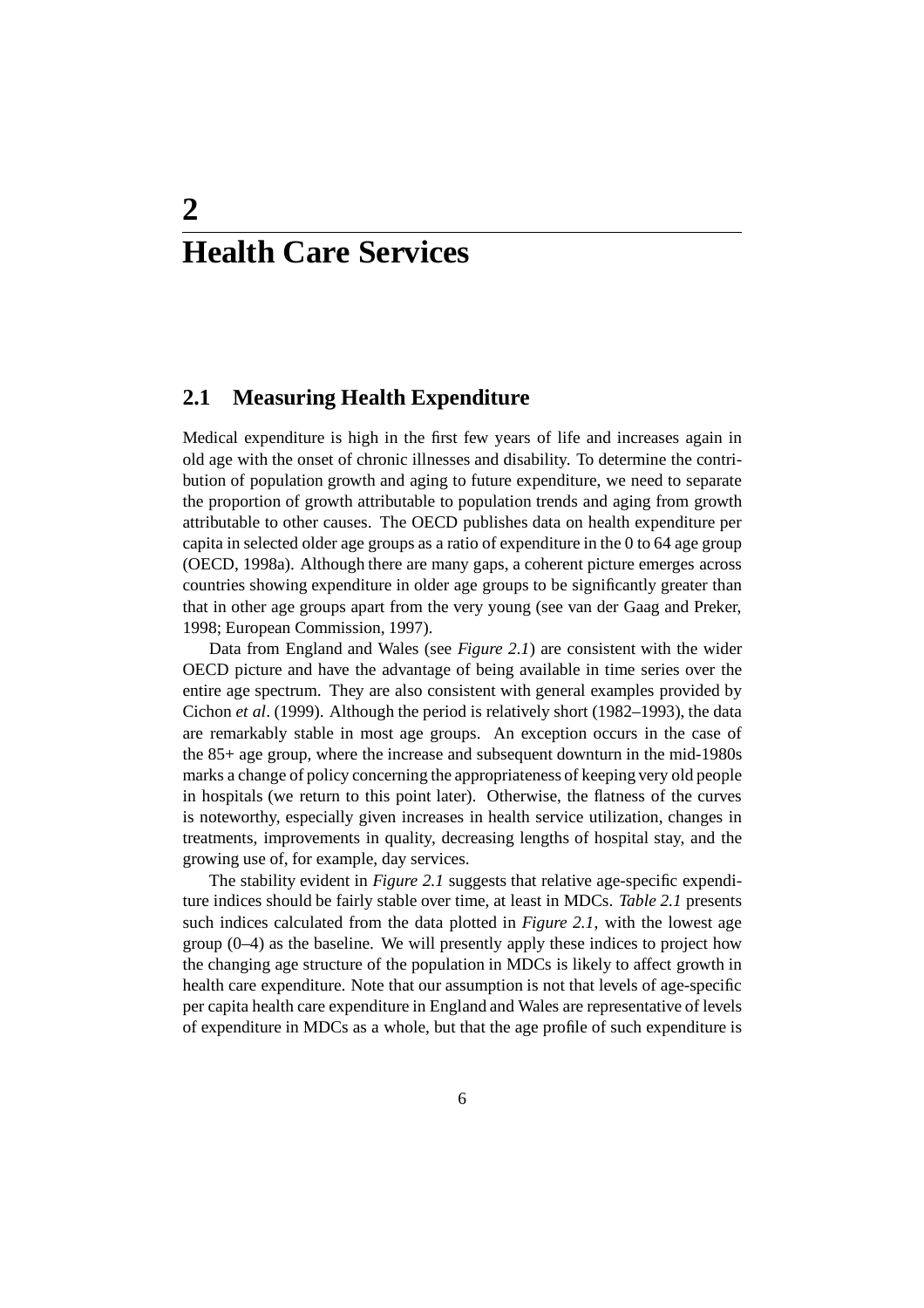# 2 Health Care Services

## 2.1 Measuring Health Expenditure

Medical expenditure is high in the first few years of life and increases again in old age with the onset of chronic illnesses and disability. To determine the contribution of population growth and aging to future expenditure, we need to separate the proportion of growth attributable to population trends and aging from growth attributable to other causes. The OECD publishes data on health expenditure per capita in selected older age groups as a ratio of expenditure in the 0 to 64 age group (OECD, 1998a). Although there are many gaps, a coherent picture emerges across countries showing expenditure in older age groups to be significantly greater than that in other age groups apart from the very young (see van der Gaag and Preker, 1998; European Commission, 1997).

Data from England and Wales (see *Figure 2.1*) are consistent with the wider OECD picture and have the advantage of being available in time series over the entire age spectrum. They are also consistent with general examples provided by Cichon *et al*. (1999). Although the period is relatively short (1982–1993), the data are remarkably stable in most age groups. An exception occurs in the case of the 85+ age group, where the increase and subsequent downturn in the mid-1980s marks a change of policy concerning the appropriateness of keeping very old people in hospitals (we return to this point later). Otherwise, the flatness of the curves is noteworthy, especially given increases in health service utilization, changes in treatments, improvements in quality, decreasing lengths of hospital stay, and the growing use of, for example, day services.

The stability evident in *Figure 2.1* suggests that relative age-specific expenditure indices should be fairly stable over time, at least in MDCs. *Table 2.1* presents such indices calculated from the data plotted in *Figure 2.1*, with the lowest age group (0–4) as the baseline. We will presently apply these indices to project how the changing age structure of the population in MDCs is likely to affect growth in health care expenditure. Note that our assumption is not that levels of age-specific per capita health care expenditure in England and Wales are representative of levels of expenditure in MDCs as a whole, but that the age profile of such expenditure is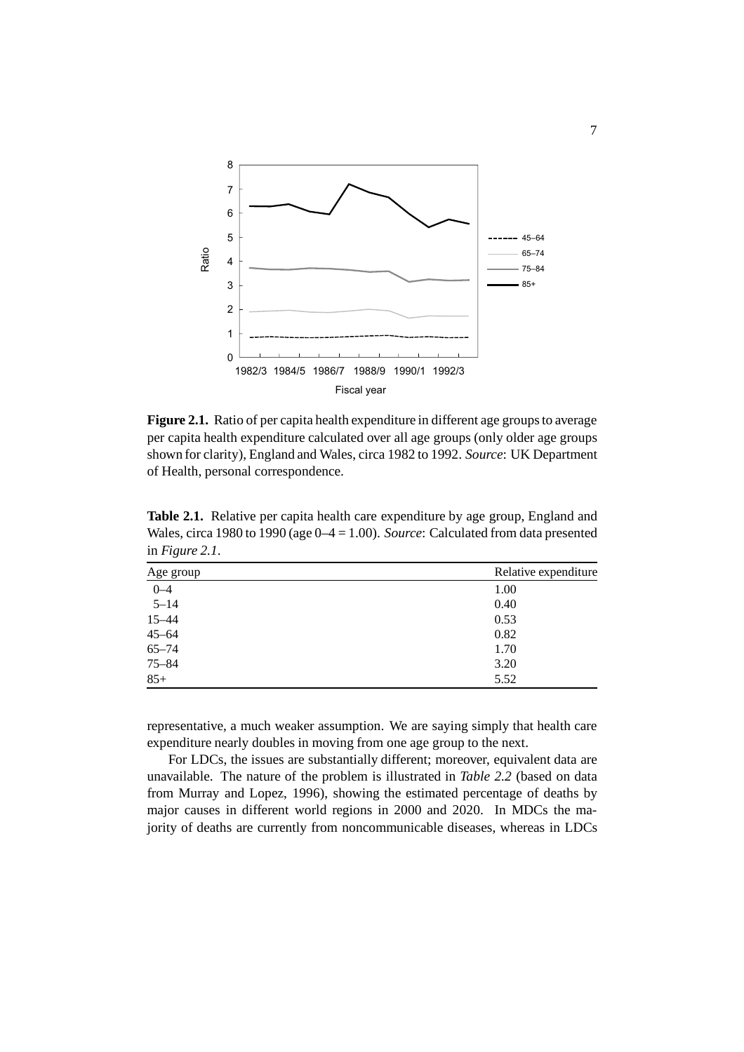**Figure 2.1.** Ratio of per capita health expenditure in different age groups to average per capita health expenditure calculated over all age groups (only older age groups shown for clarity), England and Wales, circa 1982 to 1992. *Source*: UK Department of Health, personal correspondence.

**Table 2.1.** Relative per capita health care expenditure by age group, England and Wales, circa 1980 to 1990 (age 0–4 = 1.00). *Source*: Calculated from data presented in *Figure 2.1*.

| Age group | Relative expenditure |
|---|---|
| 0–4 | 1.00 |
| 5–14 | 0.40 |
| 15–44 | 0.53 |
| 45–64 | 0.82 |
| 65–74 | 1.70 |
| 75–84 | 3.20 |
| 85+ | 5.52 |

representative, a much weaker assumption. We are saying simply that health care expenditure nearly doubles in moving from one age group to the next.

For LDCs, the issues are substantially different; moreover, equivalent data are unavailable. The nature of the problem is illustrated in *Table 2.2* (based on data from Murray and Lopez, 1996), showing the estimated percentage of deaths by major causes in different world regions in 2000 and 2020. In MDCs the majority of deaths are currently from noncommunicable diseases, whereas in LDCs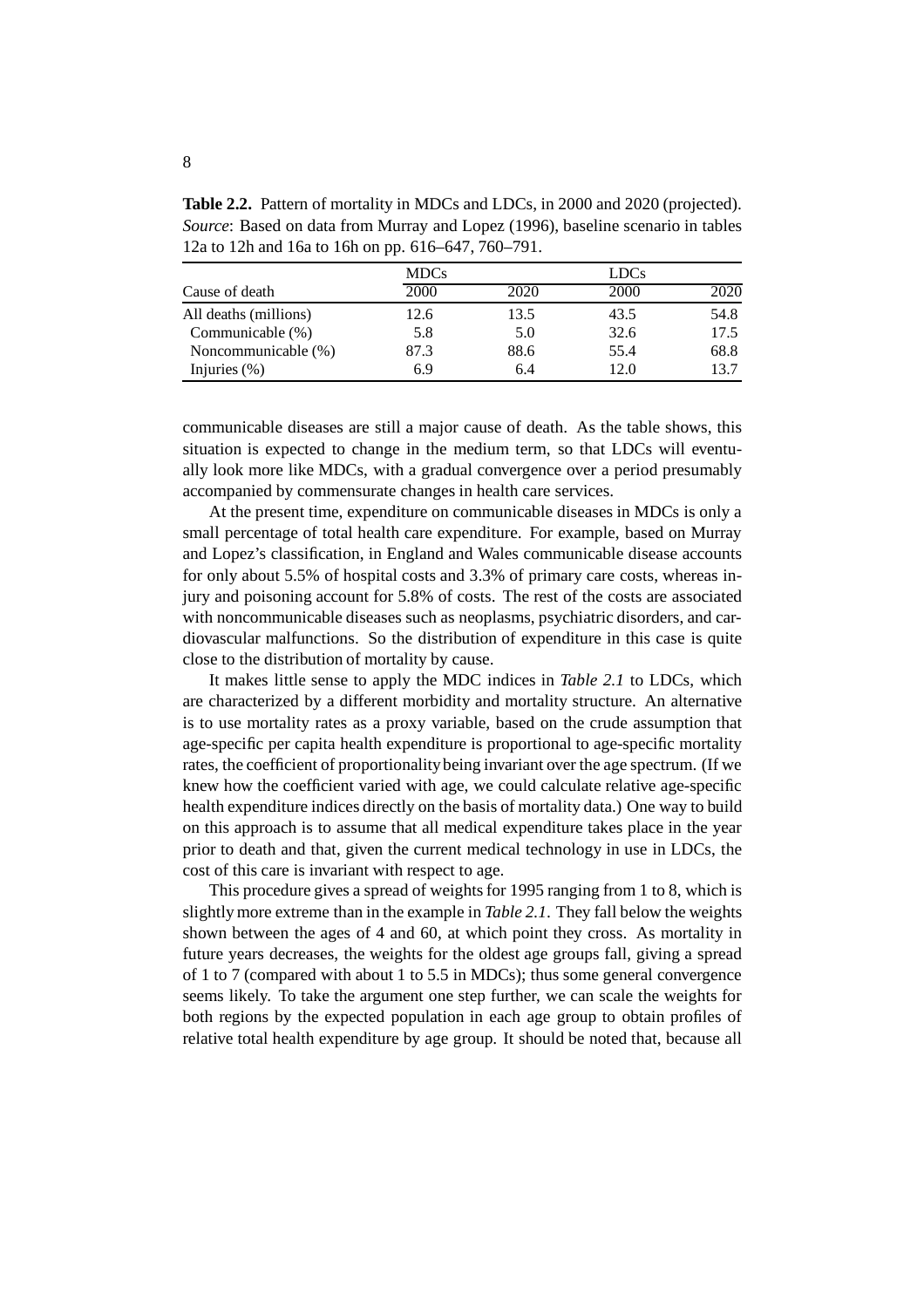**Table 2.2.** Pattern of mortality in MDCs and LDCs, in 2000 and 2020 (projected). *Source*: Based on data from Murray and Lopez (1996), baseline scenario in tables 12a to 12h and 16a to 16h on pp. 616–647, 760–791.

| | MDCs | | LDCs | |
|---|---|---|---|---|
| Cause of death | 2000 | 2020 | 2000 | 2020 |
| All deaths (millions) | 12.6 | 13.5 | 43.5 | 54.8 |
| Communicable (%) | 5.8 | 5.0 | 32.6 | 17.5 |
| Noncommunicable (%) | 87.3 | 88.6 | 55.4 | 68.8 |
| Injuries (%) | 6.9 | 6.4 | 12.0 | 13.7 |

communicable diseases are still a major cause of death. As the table shows, this situation is expected to change in the medium term, so that LDCs will eventually look more like MDCs, with a gradual convergence over a period presumably accompanied by commensurate changes in health care services.

At the present time, expenditure on communicable diseases in MDCs is only a small percentage of total health care expenditure. For example, based on Murray and Lopez's classification, in England and Wales communicable disease accounts for only about 5.5% of hospital costs and 3.3% of primary care costs, whereas injury and poisoning account for 5.8% of costs. The rest of the costs are associated with noncommunicable diseases such as neoplasms, psychiatric disorders, and cardiovascular malfunctions. So the distribution of expenditure in this case is quite close to the distribution of mortality by cause.

It makes little sense to apply the MDC indices in *Table 2.1* to LDCs, which are characterized by a different morbidity and mortality structure. An alternative is to use mortality rates as a proxy variable, based on the crude assumption that age-specific per capita health expenditure is proportional to age-specific mortality rates, the coefficient of proportionality being invariant over the age spectrum. (If we knew how the coefficient varied with age, we could calculate relative age-specific health expenditure indices directly on the basis of mortality data.) One way to build on this approach is to assume that all medical expenditure takes place in the year prior to death and that, given the current medical technology in use in LDCs, the cost of this care is invariant with respect to age.

This procedure gives a spread of weights for 1995 ranging from 1 to 8, which is slightly more extreme than in the example in *Table 2.1*. They fall below the weights shown between the ages of 4 and 60, at which point they cross. As mortality in future years decreases, the weights for the oldest age groups fall, giving a spread of 1 to 7 (compared with about 1 to 5.5 in MDCs); thus some general convergence seems likely. To take the argument one step further, we can scale the weights for both regions by the expected population in each age group to obtain profiles of relative total health expenditure by age group. It should be noted that, because all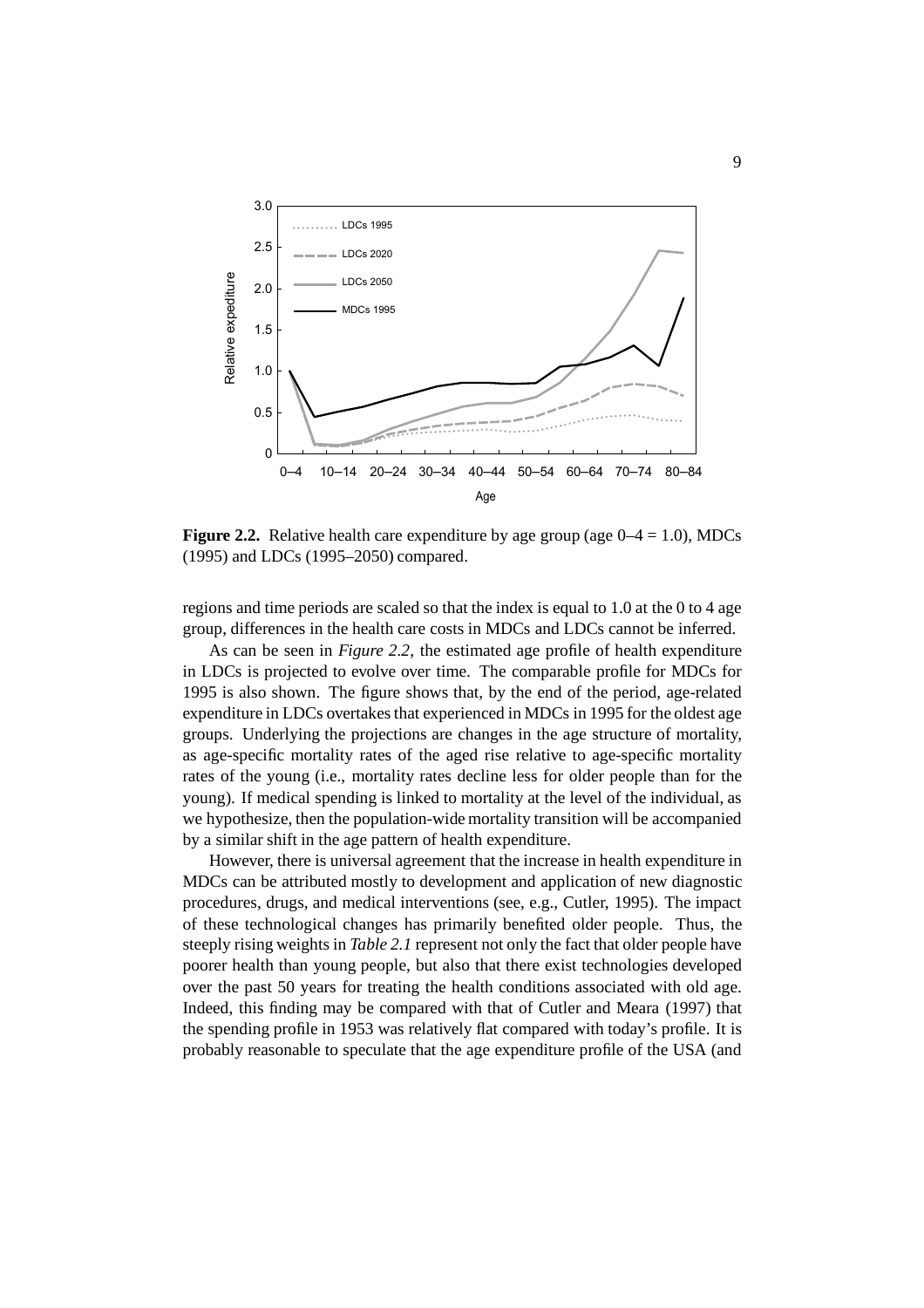**Figure 2.2.** Relative health care expenditure by age group (age 0–4 = 1.0), MDCs (1995) and LDCs (1995–2050) compared.

regions and time periods are scaled so that the index is equal to 1.0 at the 0 to 4 age group, differences in the health care costs in MDCs and LDCs cannot be inferred.

As can be seen in *Figure 2.2*, the estimated age profile of health expenditure in LDCs is projected to evolve over time. The comparable profile for MDCs for 1995 is also shown. The figure shows that, by the end of the period, age-related expenditure in LDCs overtakes that experienced in MDCs in 1995 for the oldest age groups. Underlying the projections are changes in the age structure of mortality, as age-specific mortality rates of the aged rise relative to age-specific mortality rates of the young (i.e., mortality rates decline less for older people than for the young). If medical spending is linked to mortality at the level of the individual, as we hypothesize, then the population-wide mortality transition will be accompanied by a similar shift in the age pattern of health expenditure.

However, there is universal agreement that the increase in health expenditure in MDCs can be attributed mostly to development and application of new diagnostic procedures, drugs, and medical interventions (see, e.g., Cutler, 1995). The impact of these technological changes has primarily benefited older people. Thus, the steeply rising weights in *Table 2.1* represent not only the fact that older people have poorer health than young people, but also that there exist technologies developed over the past 50 years for treating the health conditions associated with old age. Indeed, this finding may be compared with that of Cutler and Meara (1997) that the spending profile in 1953 was relatively flat compared with today's profile. It is probably reasonable to speculate that the age expenditure profile of the USA (and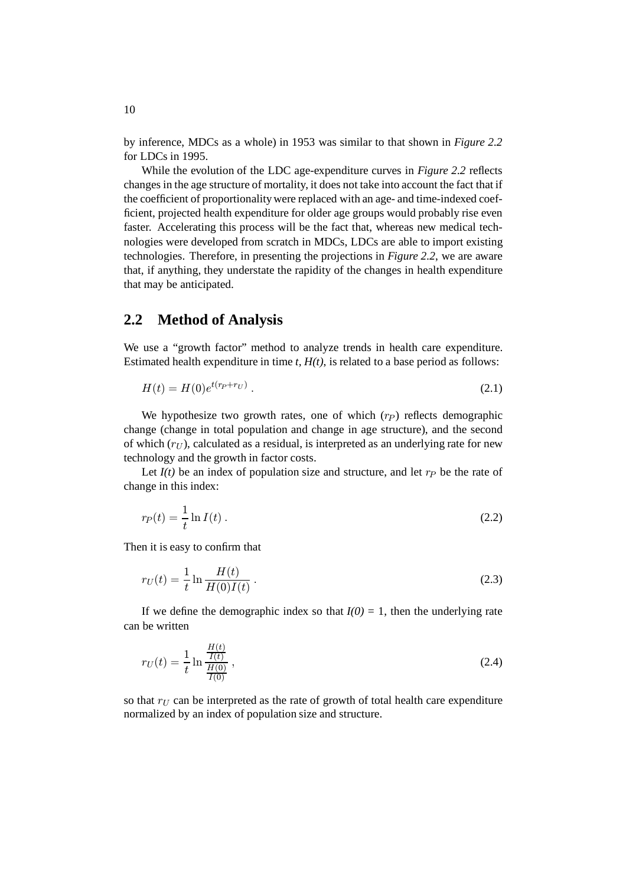by inference, MDCs as a whole) in 1953 was similar to that shown in *Figure 2.2* for LDCs in 1995.

While the evolution of the LDC age-expenditure curves in *Figure 2.2* reflects changes in the age structure of mortality, it does not take into account the fact that if the coefficient of proportionality were replaced with an age- and time-indexed coefficient, projected health expenditure for older age groups would probably rise even faster. Accelerating this process will be the fact that, whereas new medical technologies were developed from scratch in MDCs, LDCs are able to import existing technologies. Therefore, in presenting the projections in *Figure 2.2*, we are aware that, if anything, they understate the rapidity of the changes in health expenditure that may be anticipated.

## 2.2 Method of Analysis

We use a "growth factor" method to analyze trends in health care expenditure. Estimated health expenditure in time *t*, *H(t)*, is related to a base period as follows:

$$H(t) = H(0)e^{t(r_P + r_U)} . \tag{2.1}$$

We hypothesize two growth rates, one of which ($r_P$) reflects demographic change (change in total population and change in age structure), and the second of which ($r_U$), calculated as a residual, is interpreted as an underlying rate for new technology and the growth in factor costs.

Let *I(t)* be an index of population size and structure, and let $r_P$ be the rate of change in this index:

$$r_P(t) = \frac{1}{t} \ln I(t) . \tag{2.2}$$

Then it is easy to confirm that

$$r_U(t) = \frac{1}{t} \ln \frac{H(t)}{H(0)I(t)} . \tag{2.3}$$

If we define the demographic index so that *I(0)* = 1, then the underlying rate can be written

$$r_U(t) = \frac{1}{t} \ln \frac{\frac{H(t)}{I(t)}}{\frac{H(0)}{I(0)}} , \tag{2.4}$$

so that $r_U$ can be interpreted as the rate of growth of total health care expenditure normalized by an index of population size and structure.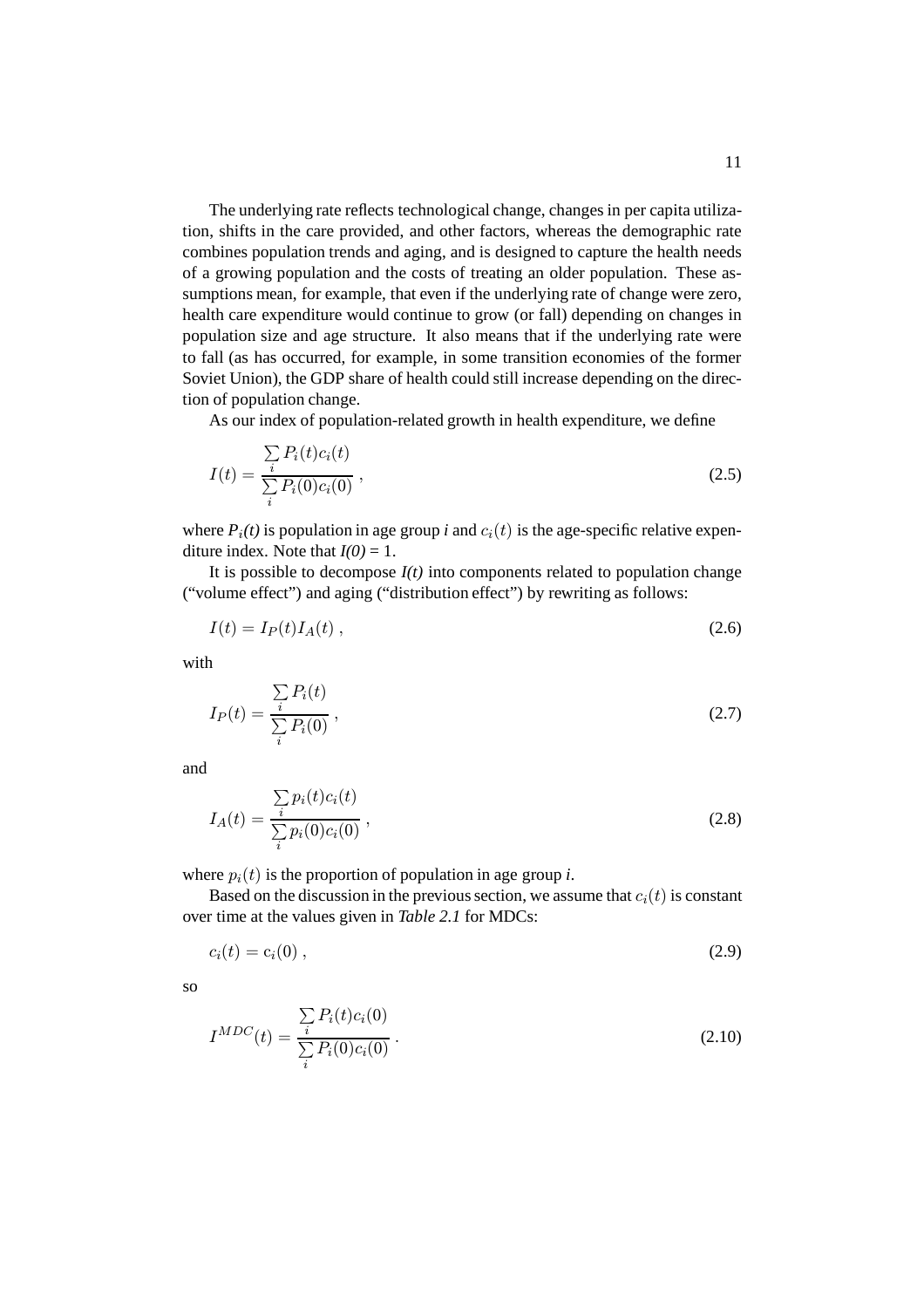The underlying rate reflects technological change, changes in per capita utilization, shifts in the care provided, and other factors, whereas the demographic rate combines population trends and aging, and is designed to capture the health needs of a growing population and the costs of treating an older population. These assumptions mean, for example, that even if the underlying rate of change were zero, health care expenditure would continue to grow (or fall) depending on changes in population size and age structure. It also means that if the underlying rate were to fall (as has occurred, for example, in some transition economies of the former Soviet Union), the GDP share of health could still increase depending on the direction of population change.

As our index of population-related growth in health expenditure, we define

$$I(t) = \frac{\sum_i P_i(t) c_i(t)}{\sum_i P_i(0) c_i(0)} , \tag{2.5}$$

where $P_i(t)$ is population in age group *i* and $c_i(t)$ is the age-specific relative expenditure index. Note that $I(0) = 1$.

It is possible to decompose $I(t)$ into components related to population change ("volume effect") and aging ("distribution effect") by rewriting as follows:

$$I(t) = I_P(t) I_A(t) , \tag{2.6}$$

with

$$I_P(t) = \frac{\sum_i P_i(t)}{\sum_i P_i(0)} , \tag{2.7}$$

and

$$I_A(t) = \frac{\sum_i p_i(t) c_i(t)}{\sum_i p_i(0) c_i(0)} , \tag{2.8}$$

where $p_i(t)$ is the proportion of population in age group *i*.

Based on the discussion in the previous section, we assume that $c_i(t)$ is constant over time at the values given in *Table 2.1* for MDCs:

$$c_i(t) = c_i(0) , \tag{2.9}$$

so

$$I^{MDC}(t) = \frac{\sum_i P_i(t) c_i(0)}{\sum_i P_i(0) c_i(0)} . \tag{2.10}$$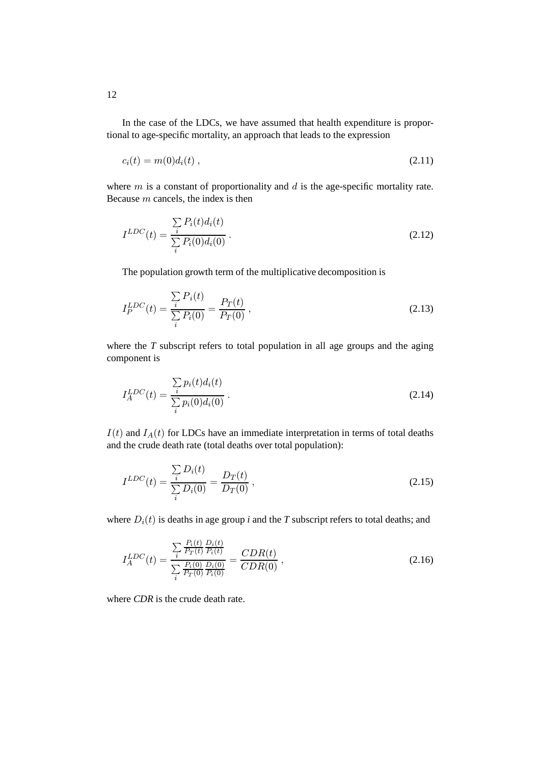In the case of the LDCs, we have assumed that health expenditure is proportional to age-specific mortality, an approach that leads to the expression

$$c_i(t) = m(0)d_i(t) \,, \tag{2.11}$$

where $m$ is a constant of proportionality and $d$ is the age-specific mortality rate. Because $m$ cancels, the index is then

$$I^{LDC}(t) = \frac{\sum\limits_i P_i(t)d_i(t)}{\sum\limits_i P_i(0)d_i(0)} \,. \tag{2.12}$$

The population growth term of the multiplicative decomposition is

$$I_P^{LDC}(t) = \frac{\sum\limits_i P_i(t)}{\sum\limits_i P_i(0)} = \frac{P_T(t)}{P_T(0)} \,, \tag{2.13}$$

where the *T* subscript refers to total population in all age groups and the aging component is

$$I_A^{LDC}(t) = \frac{\sum\limits_i p_i(t)d_i(t)}{\sum\limits_i p_i(0)d_i(0)} \,. \tag{2.14}$$

$I(t)$ and $I_A(t)$ for LDCs have an immediate interpretation in terms of total deaths and the crude death rate (total deaths over total population):

$$I^{LDC}(t) = \frac{\sum\limits_i D_i(t)}{\sum\limits_i D_i(0)} = \frac{D_T(t)}{D_T(0)} \,, \tag{2.15}$$

where $D_i(t)$ is deaths in age group *i* and the *T* subscript refers to total deaths; and

$$I_A^{LDC}(t) = \frac{\sum\limits_i \frac{P_i(t)}{P_T(t)}\frac{D_i(t)}{P_i(t)}}{\sum\limits_i \frac{P_i(0)}{P_T(0)}\frac{D_i(0)}{P_i(0)}} = \frac{CDR(t)}{CDR(0)} \,, \tag{2.16}$$

where *CDR* is the crude death rate.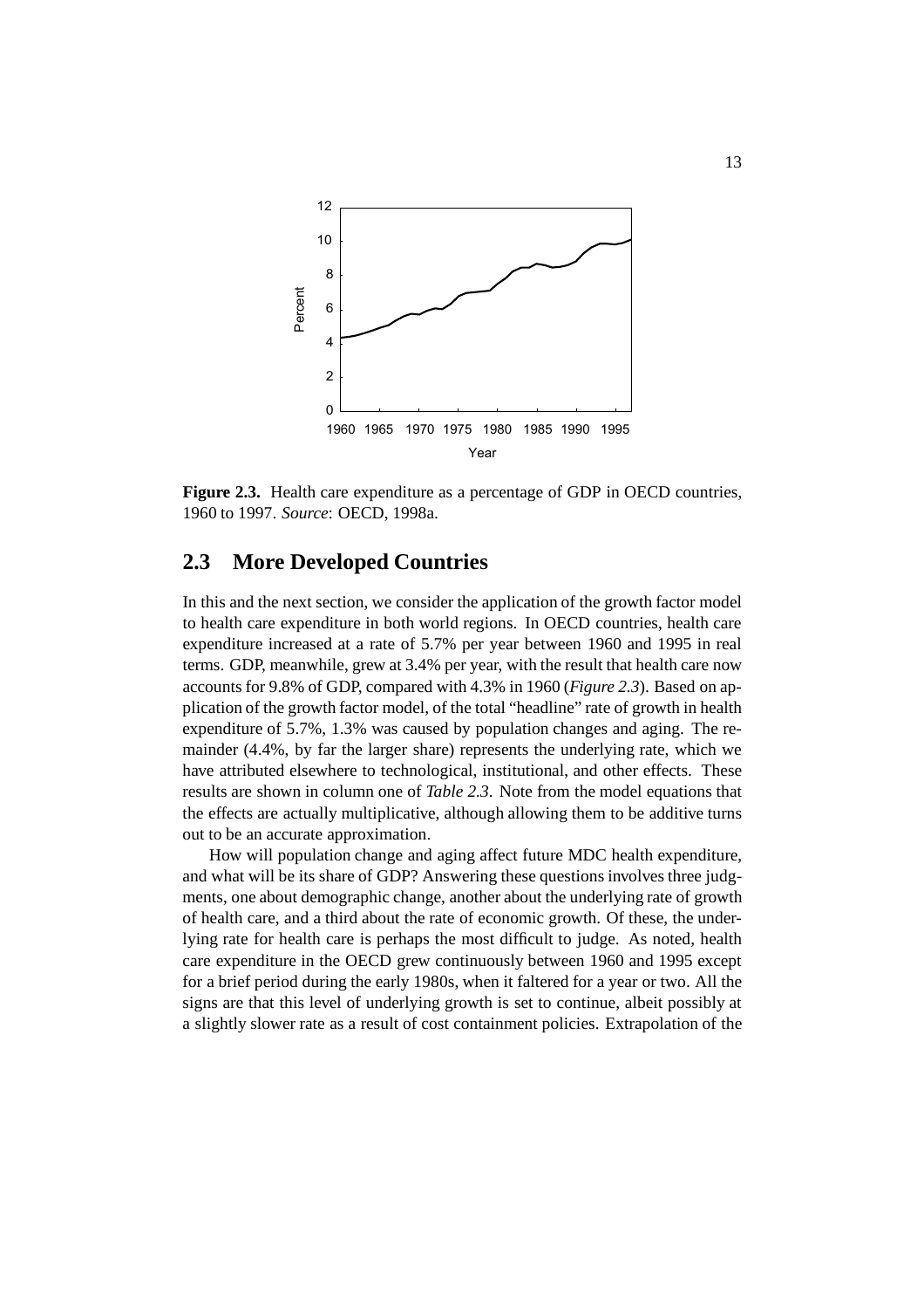**Figure 2.3.** Health care expenditure as a percentage of GDP in OECD countries, 1960 to 1997. *Source*: OECD, 1998a.

## 2.3 More Developed Countries

In this and the next section, we consider the application of the growth factor model to health care expenditure in both world regions. In OECD countries, health care expenditure increased at a rate of 5.7% per year between 1960 and 1995 in real terms. GDP, meanwhile, grew at 3.4% per year, with the result that health care now accounts for 9.8% of GDP, compared with 4.3% in 1960 (*Figure 2.3*). Based on application of the growth factor model, of the total "headline" rate of growth in health expenditure of 5.7%, 1.3% was caused by population changes and aging. The remainder (4.4%, by far the larger share) represents the underlying rate, which we have attributed elsewhere to technological, institutional, and other effects. These results are shown in column one of *Table 2.3*. Note from the model equations that the effects are actually multiplicative, although allowing them to be additive turns out to be an accurate approximation.

How will population change and aging affect future MDC health expenditure, and what will be its share of GDP? Answering these questions involves three judgments, one about demographic change, another about the underlying rate of growth of health care, and a third about the rate of economic growth. Of these, the underlying rate for health care is perhaps the most difficult to judge. As noted, health care expenditure in the OECD grew continuously between 1960 and 1995 except for a brief period during the early 1980s, when it faltered for a year or two. All the signs are that this level of underlying growth is set to continue, albeit possibly at a slightly slower rate as a result of cost containment policies. Extrapolation of the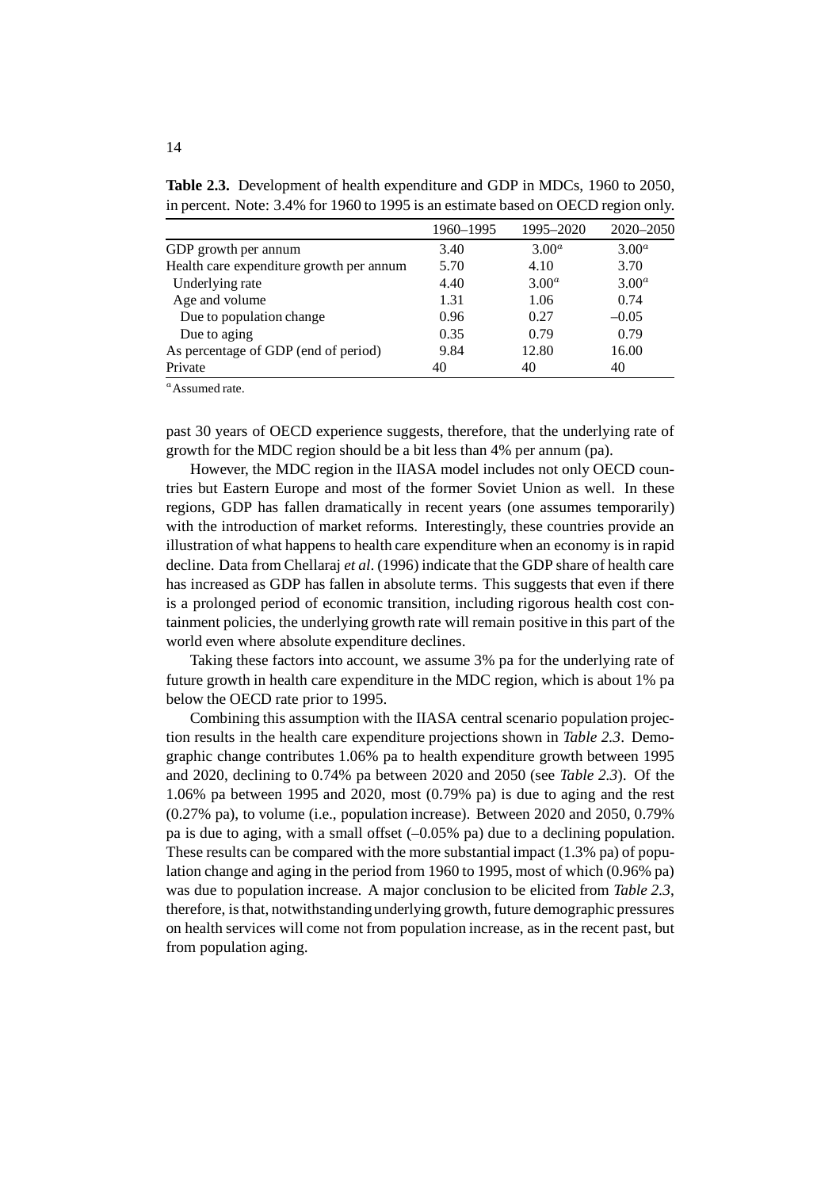**Table 2.3.** Development of health expenditure and GDP in MDCs, 1960 to 2050, in percent. Note: 3.4% for 1960 to 1995 is an estimate based on OECD region only.

| | 1960–1995 | 1995–2020 | 2020–2050 |
|---|---|---|---|
| GDP growth per annum | 3.40 | 3.00[a] | 3.00[a] |
| Health care expenditure growth per annum | 5.70 | 4.10 | 3.70 |
| Underlying rate | 4.40 | 3.00[a] | 3.00[a] |
| Age and volume | 1.31 | 1.06 | 0.74 |
| Due to population change | 0.96 | 0.27 | –0.05 |
| Due to aging | 0.35 | 0.79 | 0.79 |
| As percentage of GDP (end of period) | 9.84 | 12.80 | 16.00 |
| Private | 40 | 40 | 40 |

[a] Assumed rate.

past 30 years of OECD experience suggests, therefore, that the underlying rate of growth for the MDC region should be a bit less than 4% per annum (pa).

However, the MDC region in the IIASA model includes not only OECD countries but Eastern Europe and most of the former Soviet Union as well. In these regions, GDP has fallen dramatically in recent years (one assumes temporarily) with the introduction of market reforms. Interestingly, these countries provide an illustration of what happens to health care expenditure when an economy is in rapid decline. Data from Chellaraj *et al*. (1996) indicate that the GDP share of health care has increased as GDP has fallen in absolute terms. This suggests that even if there is a prolonged period of economic transition, including rigorous health cost containment policies, the underlying growth rate will remain positive in this part of the world even where absolute expenditure declines.

Taking these factors into account, we assume 3% pa for the underlying rate of future growth in health care expenditure in the MDC region, which is about 1% pa below the OECD rate prior to 1995.

Combining this assumption with the IIASA central scenario population projection results in the health care expenditure projections shown in *Table 2.3*. Demographic change contributes 1.06% pa to health expenditure growth between 1995 and 2020, declining to 0.74% pa between 2020 and 2050 (see *Table 2.3*). Of the 1.06% pa between 1995 and 2020, most (0.79% pa) is due to aging and the rest (0.27% pa), to volume (i.e., population increase). Between 2020 and 2050, 0.79% pa is due to aging, with a small offset (–0.05% pa) due to a declining population. These results can be compared with the more substantial impact (1.3% pa) of population change and aging in the period from 1960 to 1995, most of which (0.96% pa) was due to population increase. A major conclusion to be elicited from *Table 2.3*, therefore, is that, notwithstanding underlying growth, future demographic pressures on health services will come not from population increase, as in the recent past, but from population aging.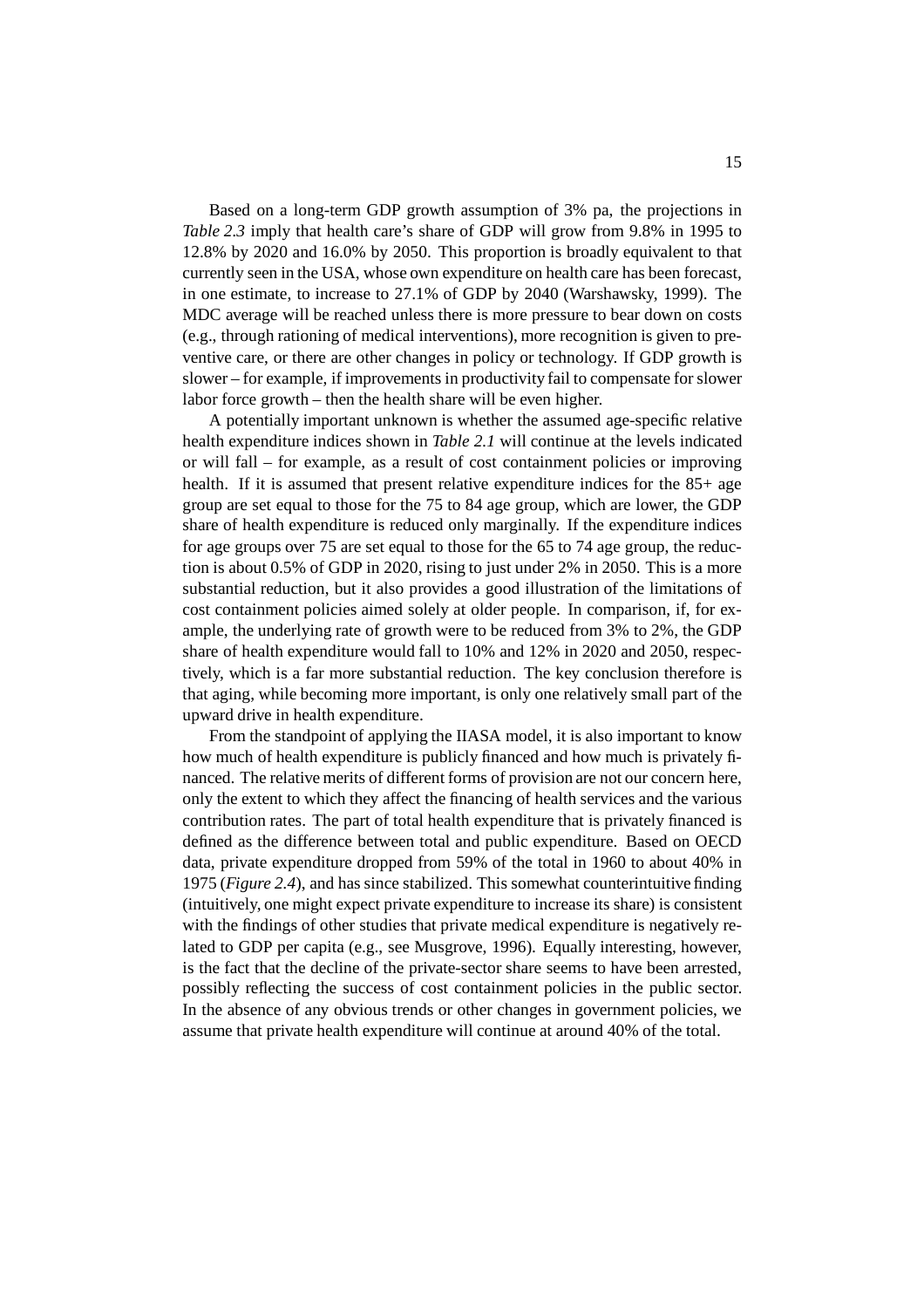Based on a long-term GDP growth assumption of 3% pa, the projections in *Table 2.3* imply that health care's share of GDP will grow from 9.8% in 1995 to 12.8% by 2020 and 16.0% by 2050. This proportion is broadly equivalent to that currently seen in the USA, whose own expenditure on health care has been forecast, in one estimate, to increase to 27.1% of GDP by 2040 (Warshawsky, 1999). The MDC average will be reached unless there is more pressure to bear down on costs (e.g., through rationing of medical interventions), more recognition is given to preventive care, or there are other changes in policy or technology. If GDP growth is slower – for example, if improvements in productivity fail to compensate for slower labor force growth – then the health share will be even higher.

A potentially important unknown is whether the assumed age-specific relative health expenditure indices shown in *Table 2.1* will continue at the levels indicated or will fall – for example, as a result of cost containment policies or improving health. If it is assumed that present relative expenditure indices for the 85+ age group are set equal to those for the 75 to 84 age group, which are lower, the GDP share of health expenditure is reduced only marginally. If the expenditure indices for age groups over 75 are set equal to those for the 65 to 74 age group, the reduction is about 0.5% of GDP in 2020, rising to just under 2% in 2050. This is a more substantial reduction, but it also provides a good illustration of the limitations of cost containment policies aimed solely at older people. In comparison, if, for example, the underlying rate of growth were to be reduced from 3% to 2%, the GDP share of health expenditure would fall to 10% and 12% in 2020 and 2050, respectively, which is a far more substantial reduction. The key conclusion therefore is that aging, while becoming more important, is only one relatively small part of the upward drive in health expenditure.

From the standpoint of applying the IIASA model, it is also important to know how much of health expenditure is publicly financed and how much is privately financed. The relative merits of different forms of provision are not our concern here, only the extent to which they affect the financing of health services and the various contribution rates. The part of total health expenditure that is privately financed is defined as the difference between total and public expenditure. Based on OECD data, private expenditure dropped from 59% of the total in 1960 to about 40% in 1975 (*Figure 2.4*), and has since stabilized. This somewhat counterintuitive finding (intuitively, one might expect private expenditure to increase its share) is consistent with the findings of other studies that private medical expenditure is negatively related to GDP per capita (e.g., see Musgrove, 1996). Equally interesting, however, is the fact that the decline of the private-sector share seems to have been arrested, possibly reflecting the success of cost containment policies in the public sector. In the absence of any obvious trends or other changes in government policies, we assume that private health expenditure will continue at around 40% of the total.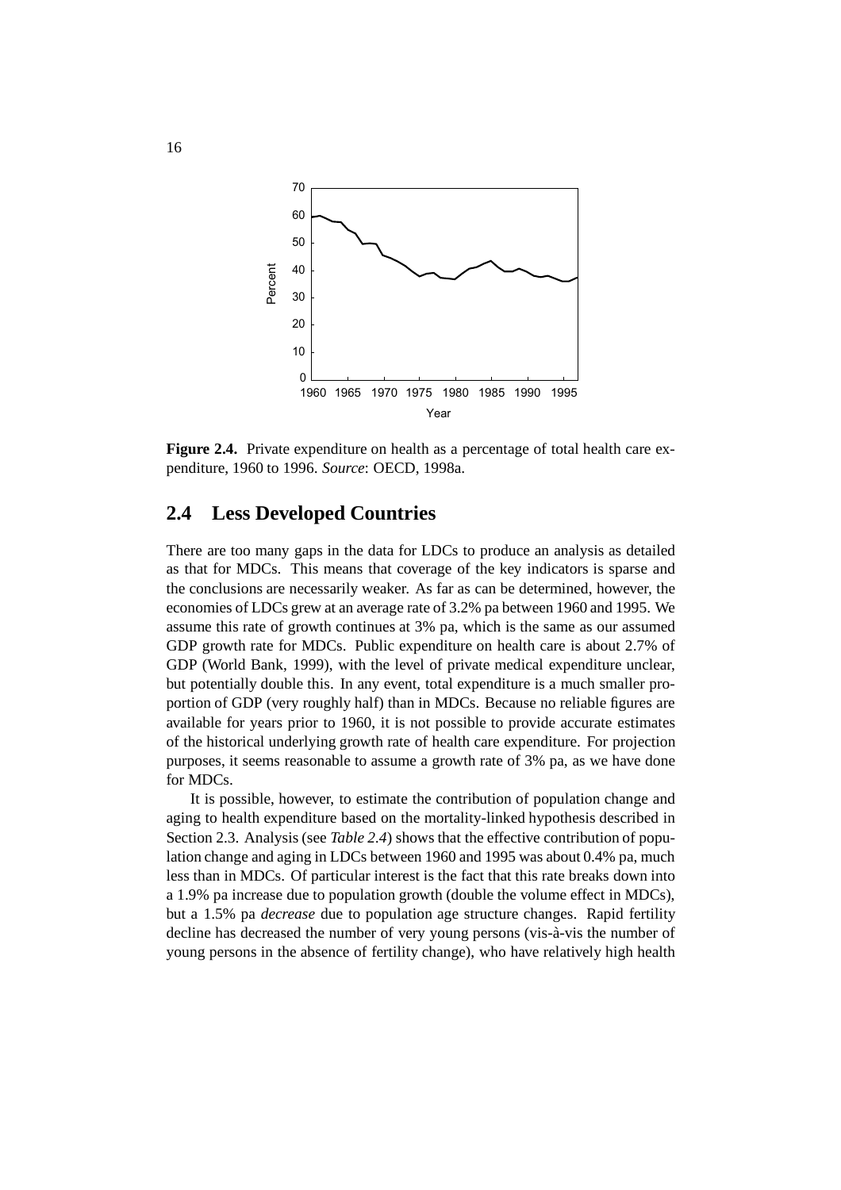**Figure 2.4.** Private expenditure on health as a percentage of total health care expenditure, 1960 to 1996. *Source*: OECD, 1998a.

## 2.4 Less Developed Countries

There are too many gaps in the data for LDCs to produce an analysis as detailed as that for MDCs. This means that coverage of the key indicators is sparse and the conclusions are necessarily weaker. As far as can be determined, however, the economies of LDCs grew at an average rate of 3.2% pa between 1960 and 1995. We assume this rate of growth continues at 3% pa, which is the same as our assumed GDP growth rate for MDCs. Public expenditure on health care is about 2.7% of GDP (World Bank, 1999), with the level of private medical expenditure unclear, but potentially double this. In any event, total expenditure is a much smaller proportion of GDP (very roughly half) than in MDCs. Because no reliable figures are available for years prior to 1960, it is not possible to provide accurate estimates of the historical underlying growth rate of health care expenditure. For projection purposes, it seems reasonable to assume a growth rate of 3% pa, as we have done for MDCs.

It is possible, however, to estimate the contribution of population change and aging to health expenditure based on the mortality-linked hypothesis described in Section 2.3. Analysis (see *Table 2.4*) shows that the effective contribution of population change and aging in LDCs between 1960 and 1995 was about 0.4% pa, much less than in MDCs. Of particular interest is the fact that this rate breaks down into a 1.9% pa increase due to population growth (double the volume effect in MDCs), but a 1.5% pa *decrease* due to population age structure changes. Rapid fertility decline has decreased the number of very young persons (vis-à-vis the number of young persons in the absence of fertility change), who have relatively high health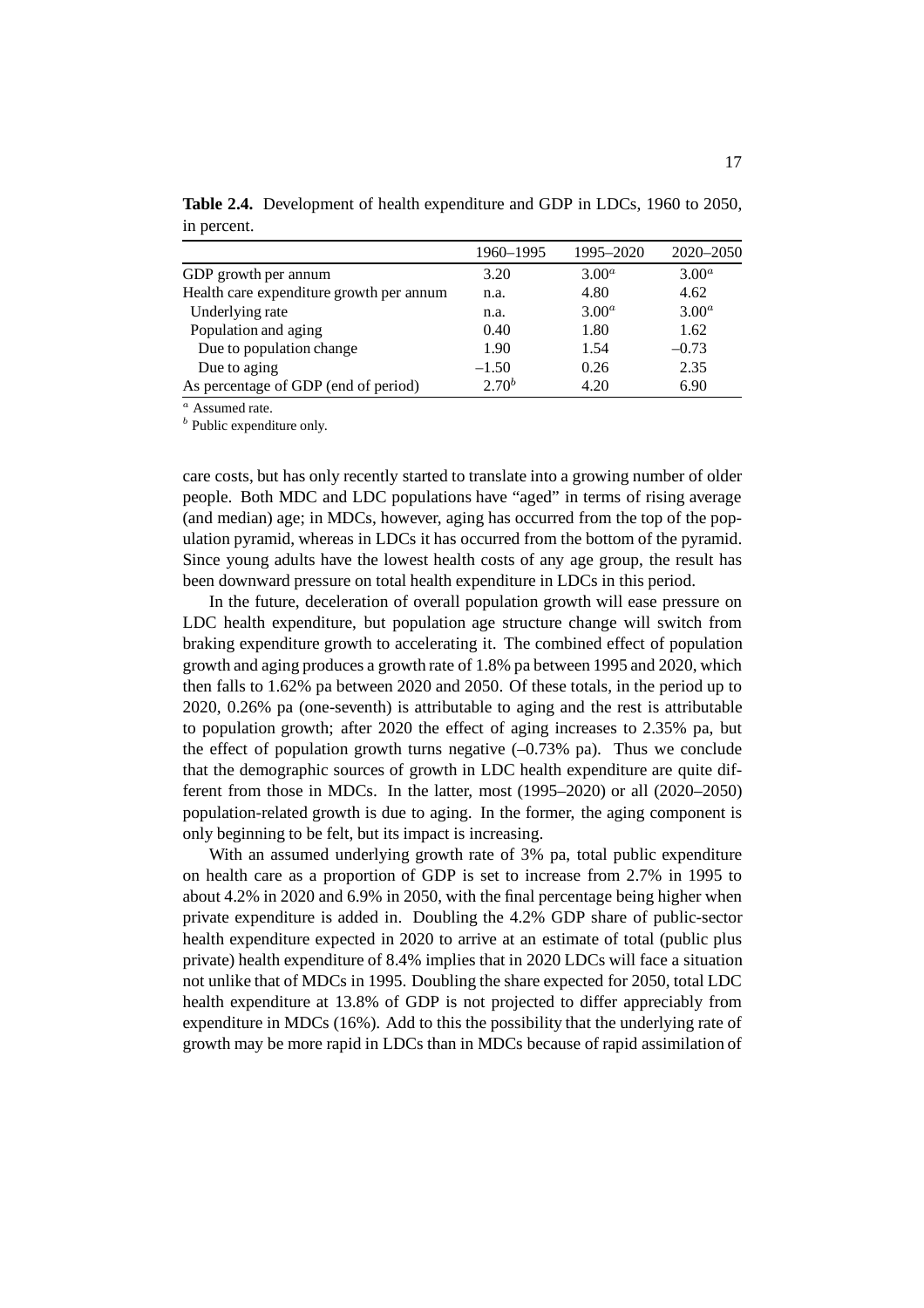**Table 2.4.** Development of health expenditure and GDP in LDCs, 1960 to 2050, in percent.

| | 1960–1995 | 1995–2020 | 2020–2050 |
|---|---|---|---|
| GDP growth per annum | 3.20 | 3.00[a] | 3.00[a] |
| Health care expenditure growth per annum | n.a. | 4.80 | 4.62 |
| Underlying rate | n.a. | 3.00[a] | 3.00[a] |
| Population and aging | 0.40 | 1.80 | 1.62 |
| Due to population change | 1.90 | 1.54 | –0.73 |
| Due to aging | –1.50 | 0.26 | 2.35 |
| As percentage of GDP (end of period) | 2.70[b] | 4.20 | 6.90 |

[a] Assumed rate.
[b] Public expenditure only.

care costs, but has only recently started to translate into a growing number of older people. Both MDC and LDC populations have "aged" in terms of rising average (and median) age; in MDCs, however, aging has occurred from the top of the population pyramid, whereas in LDCs it has occurred from the bottom of the pyramid. Since young adults have the lowest health costs of any age group, the result has been downward pressure on total health expenditure in LDCs in this period.

In the future, deceleration of overall population growth will ease pressure on LDC health expenditure, but population age structure change will switch from braking expenditure growth to accelerating it. The combined effect of population growth and aging produces a growth rate of 1.8% pa between 1995 and 2020, which then falls to 1.62% pa between 2020 and 2050. Of these totals, in the period up to 2020, 0.26% pa (one-seventh) is attributable to aging and the rest is attributable to population growth; after 2020 the effect of aging increases to 2.35% pa, but the effect of population growth turns negative (–0.73% pa). Thus we conclude that the demographic sources of growth in LDC health expenditure are quite different from those in MDCs. In the latter, most (1995–2020) or all (2020–2050) population-related growth is due to aging. In the former, the aging component is only beginning to be felt, but its impact is increasing.

With an assumed underlying growth rate of 3% pa, total public expenditure on health care as a proportion of GDP is set to increase from 2.7% in 1995 to about 4.2% in 2020 and 6.9% in 2050, with the final percentage being higher when private expenditure is added in. Doubling the 4.2% GDP share of public-sector health expenditure expected in 2020 to arrive at an estimate of total (public plus private) health expenditure of 8.4% implies that in 2020 LDCs will face a situation not unlike that of MDCs in 1995. Doubling the share expected for 2050, total LDC health expenditure at 13.8% of GDP is not projected to differ appreciably from expenditure in MDCs (16%). Add to this the possibility that the underlying rate of growth may be more rapid in LDCs than in MDCs because of rapid assimilation of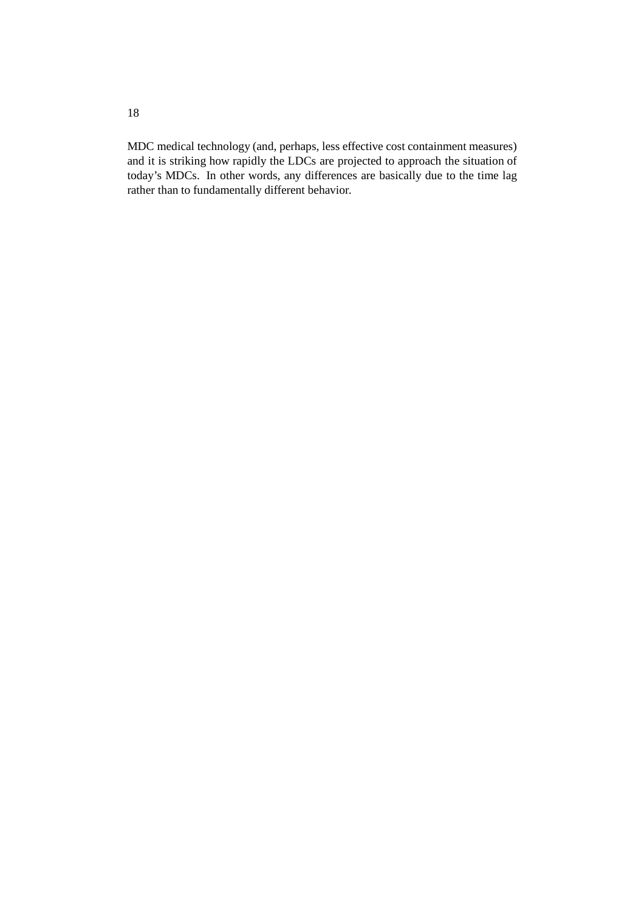MDC medical technology (and, perhaps, less effective cost containment measures) and it is striking how rapidly the LDCs are projected to approach the situation of today's MDCs. In other words, any differences are basically due to the time lag rather than to fundamentally different behavior.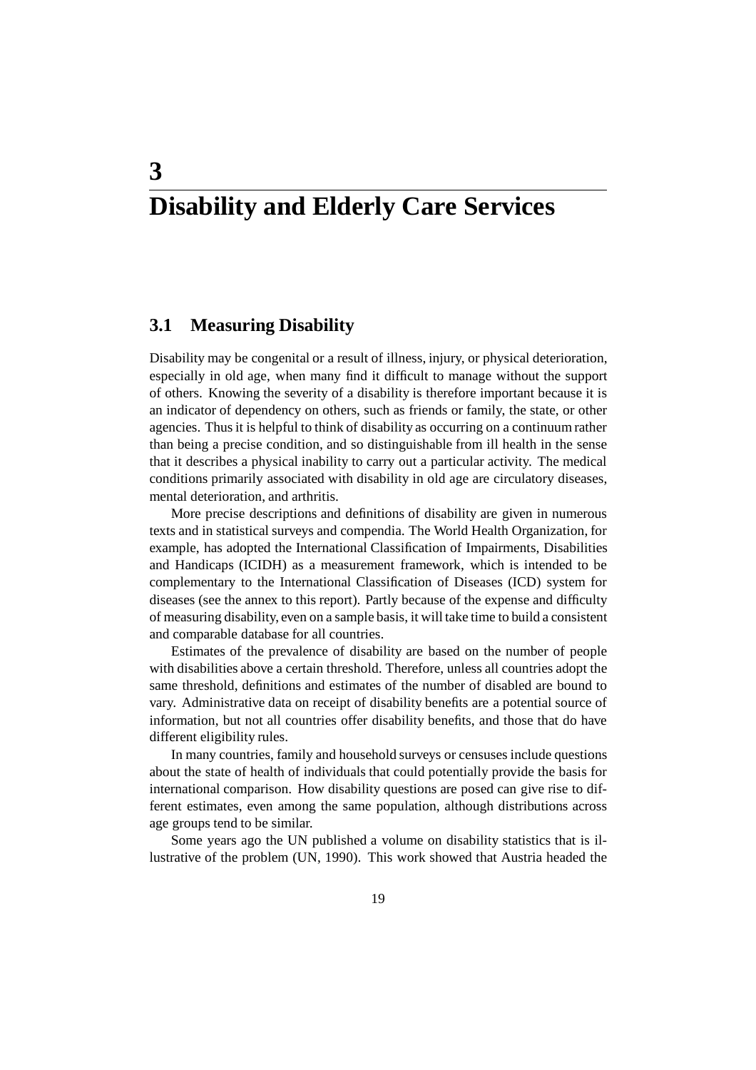# 3 Disability and Elderly Care Services

## 3.1 Measuring Disability

Disability may be congenital or a result of illness, injury, or physical deterioration, especially in old age, when many find it difficult to manage without the support of others. Knowing the severity of a disability is therefore important because it is an indicator of dependency on others, such as friends or family, the state, or other agencies. Thus it is helpful to think of disability as occurring on a continuum rather than being a precise condition, and so distinguishable from ill health in the sense that it describes a physical inability to carry out a particular activity. The medical conditions primarily associated with disability in old age are circulatory diseases, mental deterioration, and arthritis.

More precise descriptions and definitions of disability are given in numerous texts and in statistical surveys and compendia. The World Health Organization, for example, has adopted the International Classification of Impairments, Disabilities and Handicaps (ICIDH) as a measurement framework, which is intended to be complementary to the International Classification of Diseases (ICD) system for diseases (see the annex to this report). Partly because of the expense and difficulty of measuring disability, even on a sample basis, it will take time to build a consistent and comparable database for all countries.

Estimates of the prevalence of disability are based on the number of people with disabilities above a certain threshold. Therefore, unless all countries adopt the same threshold, definitions and estimates of the number of disabled are bound to vary. Administrative data on receipt of disability benefits are a potential source of information, but not all countries offer disability benefits, and those that do have different eligibility rules.

In many countries, family and household surveys or censuses include questions about the state of health of individuals that could potentially provide the basis for international comparison. How disability questions are posed can give rise to different estimates, even among the same population, although distributions across age groups tend to be similar.

Some years ago the UN published a volume on disability statistics that is illustrative of the problem (UN, 1990). This work showed that Austria headed the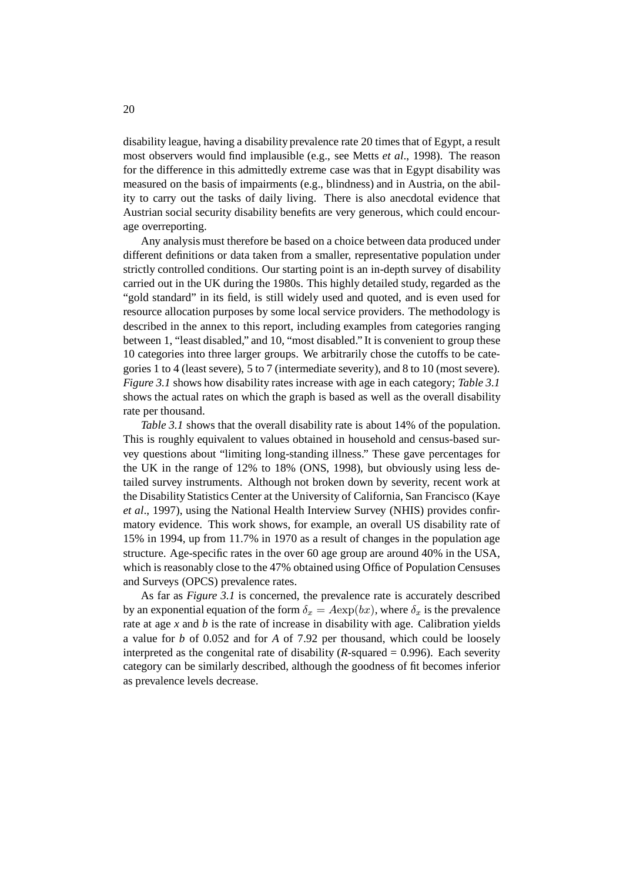disability league, having a disability prevalence rate 20 times that of Egypt, a result most observers would find implausible (e.g., see Metts *et al*., 1998). The reason for the difference in this admittedly extreme case was that in Egypt disability was measured on the basis of impairments (e.g., blindness) and in Austria, on the ability to carry out the tasks of daily living. There is also anecdotal evidence that Austrian social security disability benefits are very generous, which could encourage overreporting.

Any analysis must therefore be based on a choice between data produced under different definitions or data taken from a smaller, representative population under strictly controlled conditions. Our starting point is an in-depth survey of disability carried out in the UK during the 1980s. This highly detailed study, regarded as the "gold standard" in its field, is still widely used and quoted, and is even used for resource allocation purposes by some local service providers. The methodology is described in the annex to this report, including examples from categories ranging between 1, "least disabled," and 10, "most disabled." It is convenient to group these 10 categories into three larger groups. We arbitrarily chose the cutoffs to be categories 1 to 4 (least severe), 5 to 7 (intermediate severity), and 8 to 10 (most severe). *Figure 3.1* shows how disability rates increase with age in each category; *Table 3.1* shows the actual rates on which the graph is based as well as the overall disability rate per thousand.

*Table 3.1* shows that the overall disability rate is about 14% of the population. This is roughly equivalent to values obtained in household and census-based survey questions about "limiting long-standing illness." These gave percentages for the UK in the range of 12% to 18% (ONS, 1998), but obviously using less detailed survey instruments. Although not broken down by severity, recent work at the Disability Statistics Center at the University of California, San Francisco (Kaye *et al*., 1997), using the National Health Interview Survey (NHIS) provides confirmatory evidence. This work shows, for example, an overall US disability rate of 15% in 1994, up from 11.7% in 1970 as a result of changes in the population age structure. Age-specific rates in the over 60 age group are around 40% in the USA, which is reasonably close to the 47% obtained using Office of Population Censuses and Surveys (OPCS) prevalence rates.

As far as *Figure 3.1* is concerned, the prevalence rate is accurately described by an exponential equation of the form $\delta_x = A\exp(bx)$, where $\delta_x$ is the prevalence rate at age $x$ and $b$ is the rate of increase in disability with age. Calibration yields a value for $b$ of 0.052 and for $A$ of 7.92 per thousand, which could be loosely interpreted as the congenital rate of disability ($R$-squared = 0.996). Each severity category can be similarly described, although the goodness of fit becomes inferior as prevalence levels decrease.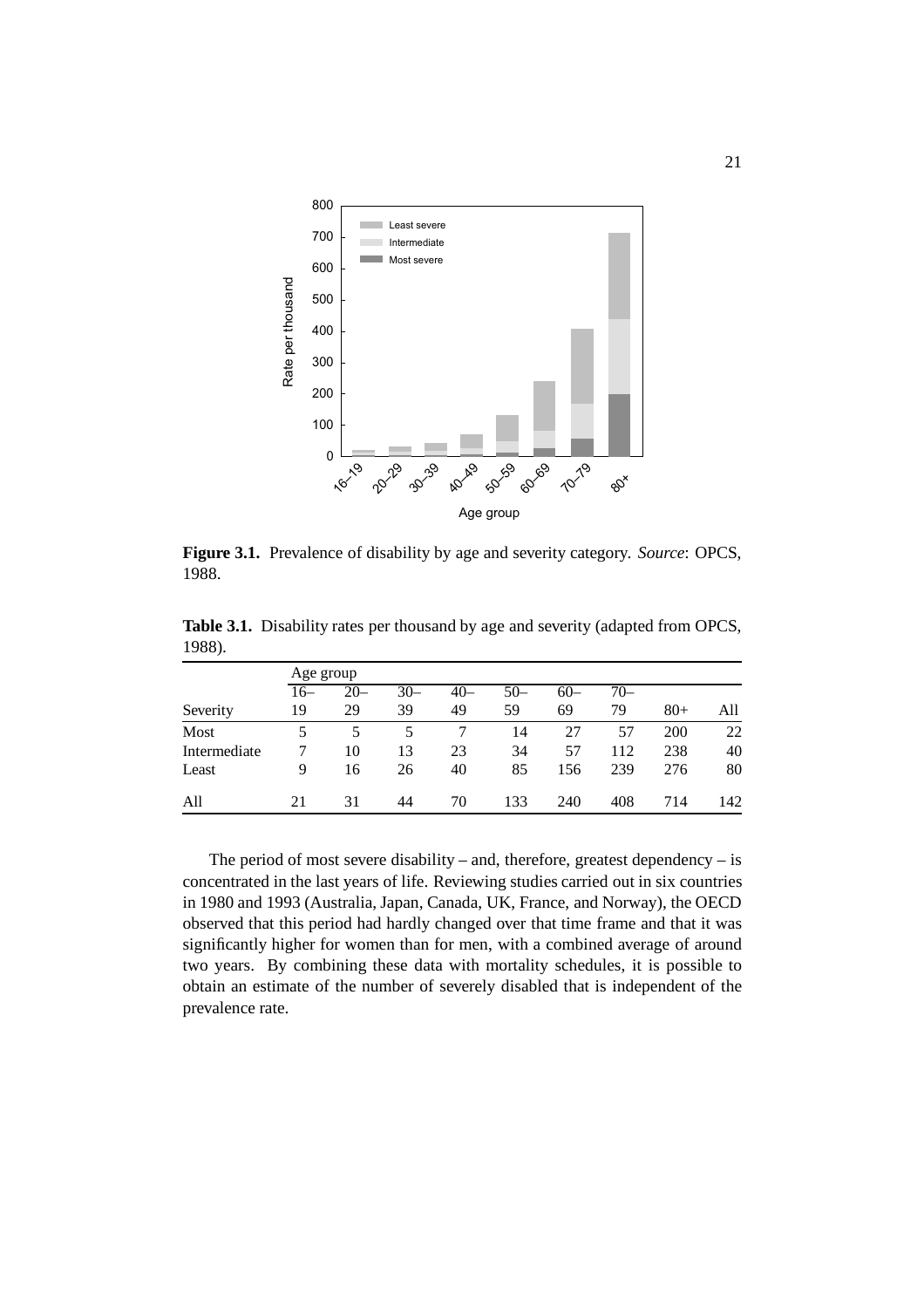**Figure 3.1.** Prevalence of disability by age and severity category. *Source*: OPCS, 1988.

**Table 3.1.** Disability rates per thousand by age and severity (adapted from OPCS, 1988).

| | Age group | | | | | | | | |
|---|---|---|---|---|---|---|---|---|---|
| Severity | 16–19 | 20–29 | 30–39 | 40–49 | 50–59 | 60–69 | 70–79 | 80+ | All |
| Most | 5 | 5 | 5 | 7 | 14 | 27 | 57 | 200 | 22 |
| Intermediate | 7 | 10 | 13 | 23 | 34 | 57 | 112 | 238 | 40 |
| Least | 9 | 16 | 26 | 40 | 85 | 156 | 239 | 276 | 80 |
| All | 21 | 31 | 44 | 70 | 133 | 240 | 408 | 714 | 142 |

The period of most severe disability – and, therefore, greatest dependency – is concentrated in the last years of life. Reviewing studies carried out in six countries in 1980 and 1993 (Australia, Japan, Canada, UK, France, and Norway), the OECD observed that this period had hardly changed over that time frame and that it was significantly higher for women than for men, with a combined average of around two years. By combining these data with mortality schedules, it is possible to obtain an estimate of the number of severely disabled that is independent of the prevalence rate.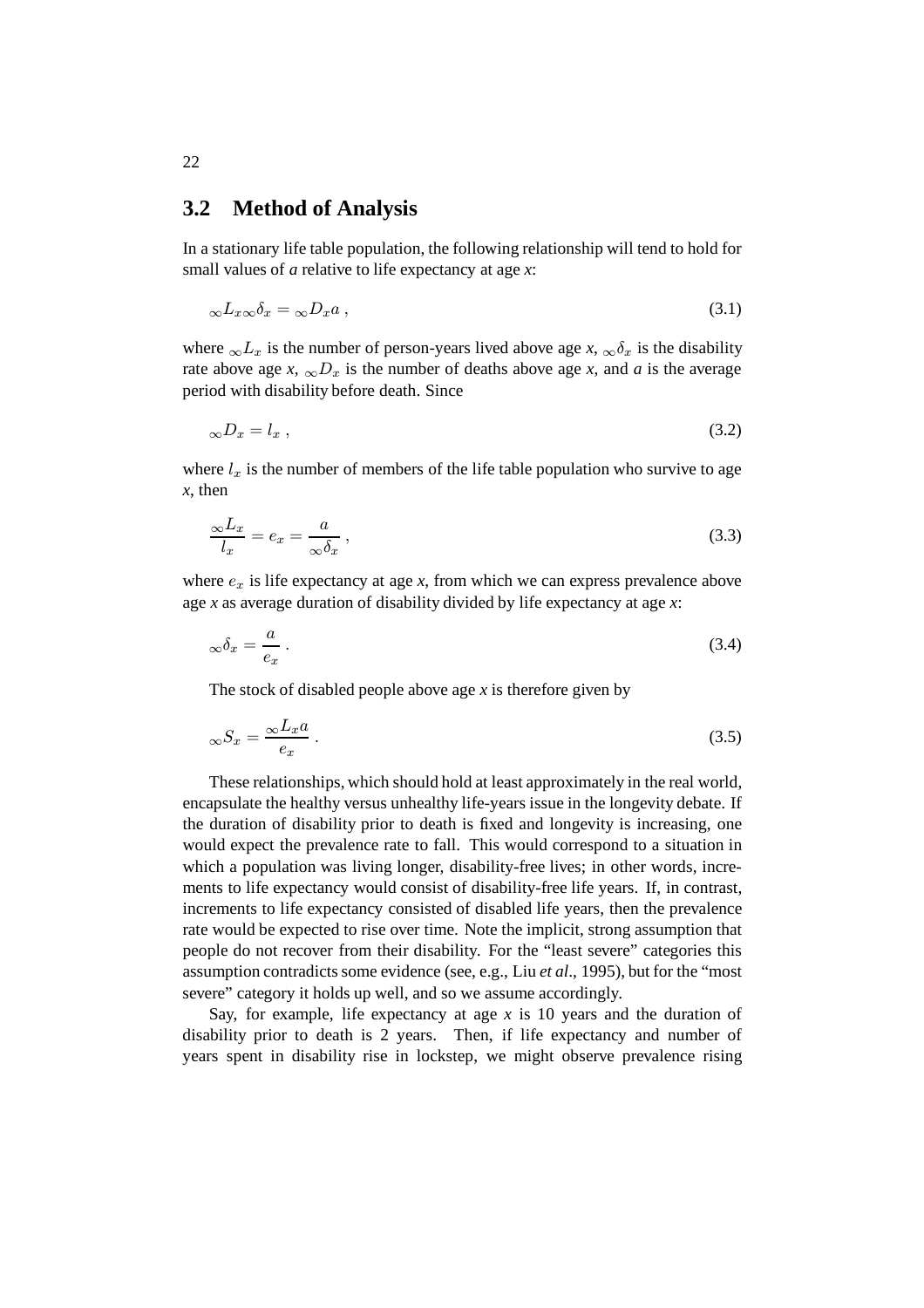## 3.2 Method of Analysis

In a stationary life table population, the following relationship will tend to hold for small values of *a* relative to life expectancy at age *x*:

$$_{\infty}L_{x\infty}\delta_x = {}_{\infty}D_x a \,, \tag{3.1}$$

where $_{\infty}L_x$ is the number of person-years lived above age *x*, $_{\infty}\delta_x$ is the disability rate above age *x*, $_{\infty}D_x$ is the number of deaths above age *x*, and *a* is the average period with disability before death. Since

$$_{\infty}D_x = l_x \,, \tag{3.2}$$

where $l_x$ is the number of members of the life table population who survive to age *x*, then

$$\frac{_{\infty}L_x}{l_x} = e_x = \frac{a}{_{\infty}\delta_x} \,, \tag{3.3}$$

where $e_x$ is life expectancy at age *x*, from which we can express prevalence above age *x* as average duration of disability divided by life expectancy at age *x*:

$$_{\infty}\delta_x = \frac{a}{e_x} \,. \tag{3.4}$$

The stock of disabled people above age *x* is therefore given by

$$_{\infty}S_x = \frac{_{\infty}L_x a}{e_x} \,. \tag{3.5}$$

These relationships, which should hold at least approximately in the real world, encapsulate the healthy versus unhealthy life-years issue in the longevity debate. If the duration of disability prior to death is fixed and longevity is increasing, one would expect the prevalence rate to fall. This would correspond to a situation in which a population was living longer, disability-free lives; in other words, increments to life expectancy would consist of disability-free life years. If, in contrast, increments to life expectancy consisted of disabled life years, then the prevalence rate would be expected to rise over time. Note the implicit, strong assumption that people do not recover from their disability. For the "least severe" categories this assumption contradicts some evidence (see, e.g., Liu *et al*., 1995), but for the "most severe" category it holds up well, and so we assume accordingly.

Say, for example, life expectancy at age *x* is 10 years and the duration of disability prior to death is 2 years. Then, if life expectancy and number of years spent in disability rise in lockstep, we might observe prevalence rising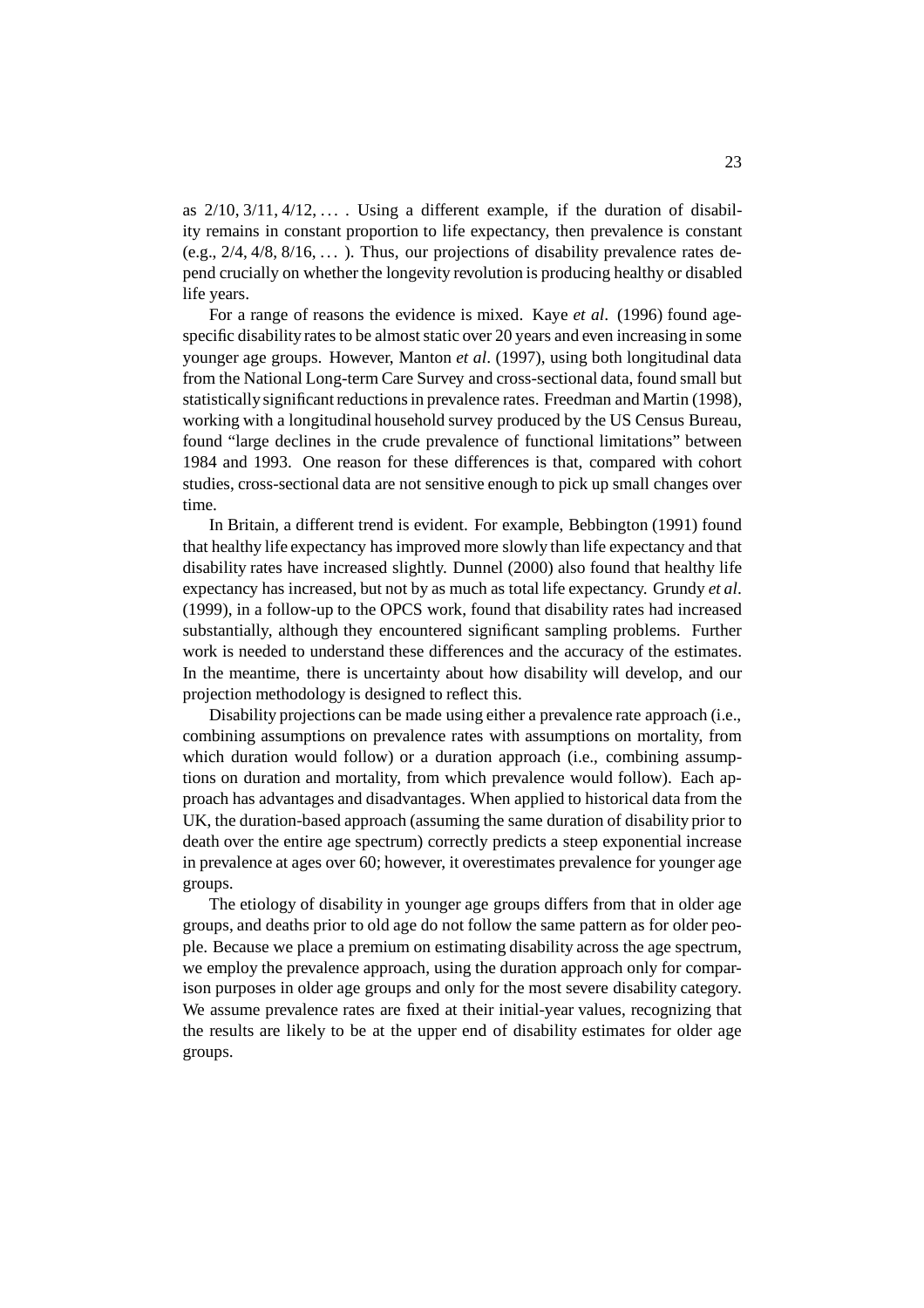as 2/10, 3/11, 4/12, ... . Using a different example, if the duration of disability remains in constant proportion to life expectancy, then prevalence is constant (e.g., 2/4, 4/8, 8/16, ... ). Thus, our projections of disability prevalence rates depend crucially on whether the longevity revolution is producing healthy or disabled life years.

For a range of reasons the evidence is mixed. Kaye *et al*. (1996) found age-specific disability rates to be almost static over 20 years and even increasing in some younger age groups. However, Manton *et al*. (1997), using both longitudinal data from the National Long-term Care Survey and cross-sectional data, found small but statistically significant reductions in prevalence rates. Freedman and Martin (1998), working with a longitudinal household survey produced by the US Census Bureau, found "large declines in the crude prevalence of functional limitations" between 1984 and 1993. One reason for these differences is that, compared with cohort studies, cross-sectional data are not sensitive enough to pick up small changes over time.

In Britain, a different trend is evident. For example, Bebbington (1991) found that healthy life expectancy has improved more slowly than life expectancy and that disability rates have increased slightly. Dunnel (2000) also found that healthy life expectancy has increased, but not by as much as total life expectancy. Grundy *et al*. (1999), in a follow-up to the OPCS work, found that disability rates had increased substantially, although they encountered significant sampling problems. Further work is needed to understand these differences and the accuracy of the estimates. In the meantime, there is uncertainty about how disability will develop, and our projection methodology is designed to reflect this.

Disability projections can be made using either a prevalence rate approach (i.e., combining assumptions on prevalence rates with assumptions on mortality, from which duration would follow) or a duration approach (i.e., combining assumptions on duration and mortality, from which prevalence would follow). Each approach has advantages and disadvantages. When applied to historical data from the UK, the duration-based approach (assuming the same duration of disability prior to death over the entire age spectrum) correctly predicts a steep exponential increase in prevalence at ages over 60; however, it overestimates prevalence for younger age groups.

The etiology of disability in younger age groups differs from that in older age groups, and deaths prior to old age do not follow the same pattern as for older people. Because we place a premium on estimating disability across the age spectrum, we employ the prevalence approach, using the duration approach only for comparison purposes in older age groups and only for the most severe disability category. We assume prevalence rates are fixed at their initial-year values, recognizing that the results are likely to be at the upper end of disability estimates for older age groups.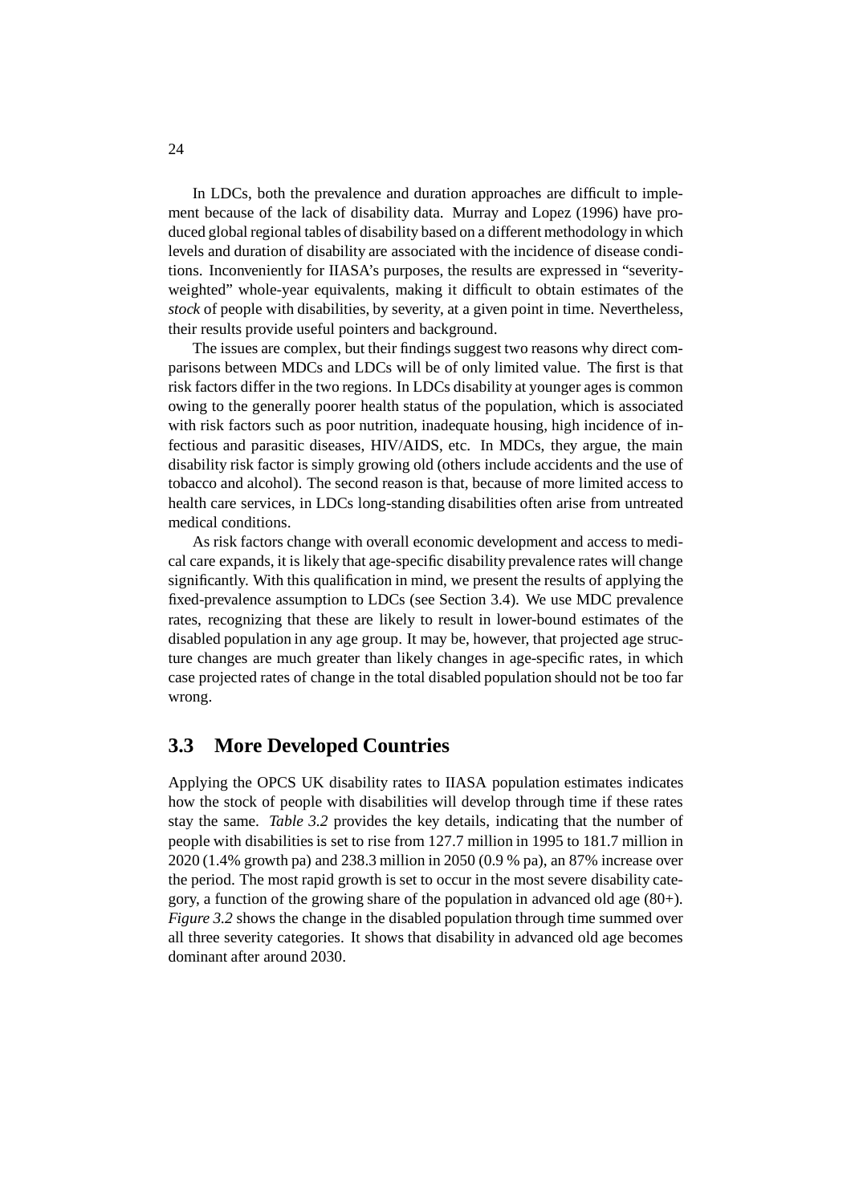In LDCs, both the prevalence and duration approaches are difficult to implement because of the lack of disability data. Murray and Lopez (1996) have produced global regional tables of disability based on a different methodology in which levels and duration of disability are associated with the incidence of disease conditions. Inconveniently for IIASA's purposes, the results are expressed in "severity-weighted" whole-year equivalents, making it difficult to obtain estimates of the *stock* of people with disabilities, by severity, at a given point in time. Nevertheless, their results provide useful pointers and background.

The issues are complex, but their findings suggest two reasons why direct comparisons between MDCs and LDCs will be of only limited value. The first is that risk factors differ in the two regions. In LDCs disability at younger ages is common owing to the generally poorer health status of the population, which is associated with risk factors such as poor nutrition, inadequate housing, high incidence of infectious and parasitic diseases, HIV/AIDS, etc. In MDCs, they argue, the main disability risk factor is simply growing old (others include accidents and the use of tobacco and alcohol). The second reason is that, because of more limited access to health care services, in LDCs long-standing disabilities often arise from untreated medical conditions.

As risk factors change with overall economic development and access to medical care expands, it is likely that age-specific disability prevalence rates will change significantly. With this qualification in mind, we present the results of applying the fixed-prevalence assumption to LDCs (see Section 3.4). We use MDC prevalence rates, recognizing that these are likely to result in lower-bound estimates of the disabled population in any age group. It may be, however, that projected age structure changes are much greater than likely changes in age-specific rates, in which case projected rates of change in the total disabled population should not be too far wrong.

## 3.3 More Developed Countries

Applying the OPCS UK disability rates to IIASA population estimates indicates how the stock of people with disabilities will develop through time if these rates stay the same. *Table 3.2* provides the key details, indicating that the number of people with disabilities is set to rise from 127.7 million in 1995 to 181.7 million in 2020 (1.4% growth pa) and 238.3 million in 2050 (0.9 % pa), an 87% increase over the period. The most rapid growth is set to occur in the most severe disability category, a function of the growing share of the population in advanced old age (80+). *Figure 3.2* shows the change in the disabled population through time summed over all three severity categories. It shows that disability in advanced old age becomes dominant after around 2030.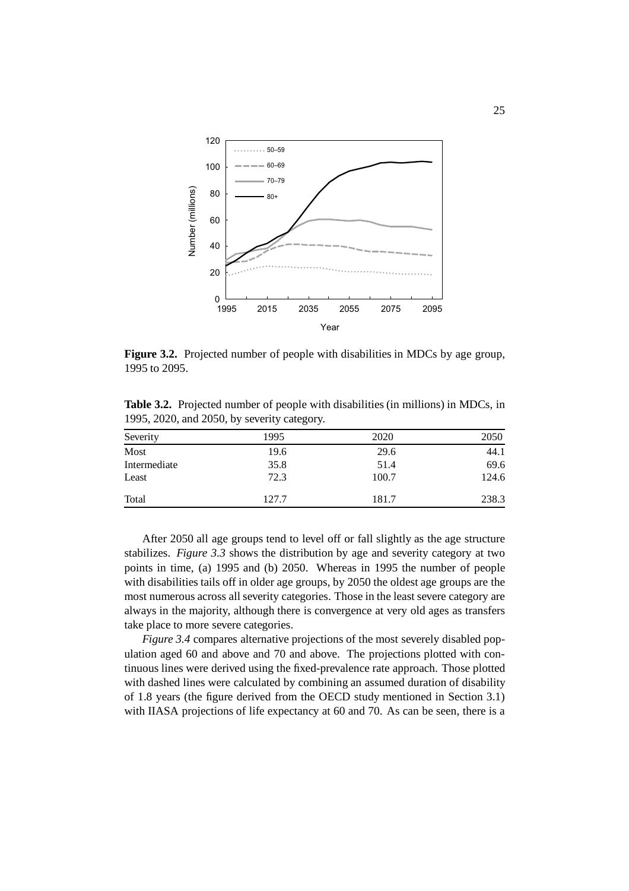**Figure 3.2.** Projected number of people with disabilities in MDCs by age group, 1995 to 2095.

**Table 3.2.** Projected number of people with disabilities (in millions) in MDCs, in 1995, 2020, and 2050, by severity category.

| Severity | 1995 | 2020 | 2050 |
|---|---|---|---|
| Most | 19.6 | 29.6 | 44.1 |
| Intermediate | 35.8 | 51.4 | 69.6 |
| Least | 72.3 | 100.7 | 124.6 |
| Total | 127.7 | 181.7 | 238.3 |

After 2050 all age groups tend to level off or fall slightly as the age structure stabilizes. *Figure 3.3* shows the distribution by age and severity category at two points in time, (a) 1995 and (b) 2050. Whereas in 1995 the number of people with disabilities tails off in older age groups, by 2050 the oldest age groups are the most numerous across all severity categories. Those in the least severe category are always in the majority, although there is convergence at very old ages as transfers take place to more severe categories.

*Figure 3.4* compares alternative projections of the most severely disabled population aged 60 and above and 70 and above. The projections plotted with continuous lines were derived using the fixed-prevalence rate approach. Those plotted with dashed lines were calculated by combining an assumed duration of disability of 1.8 years (the figure derived from the OECD study mentioned in Section 3.1) with IIASA projections of life expectancy at 60 and 70. As can be seen, there is a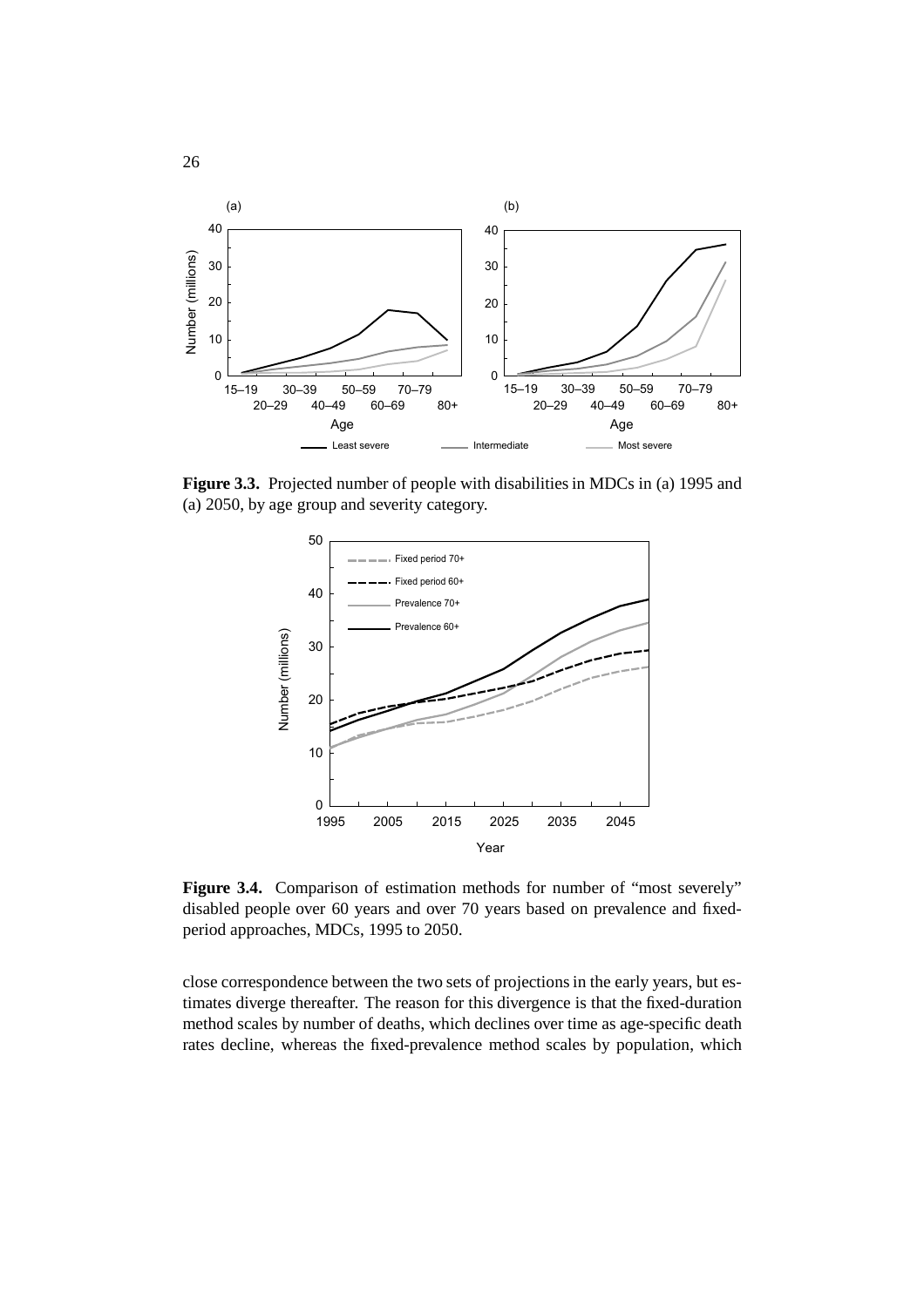**Figure 3.3.** Projected number of people with disabilities in MDCs in (a) 1995 and (a) 2050, by age group and severity category.

**Figure 3.4.** Comparison of estimation methods for number of "most severely" disabled people over 60 years and over 70 years based on prevalence and fixed-period approaches, MDCs, 1995 to 2050.

close correspondence between the two sets of projections in the early years, but estimates diverge thereafter. The reason for this divergence is that the fixed-duration method scales by number of deaths, which declines over time as age-specific death rates decline, whereas the fixed-prevalence method scales by population, which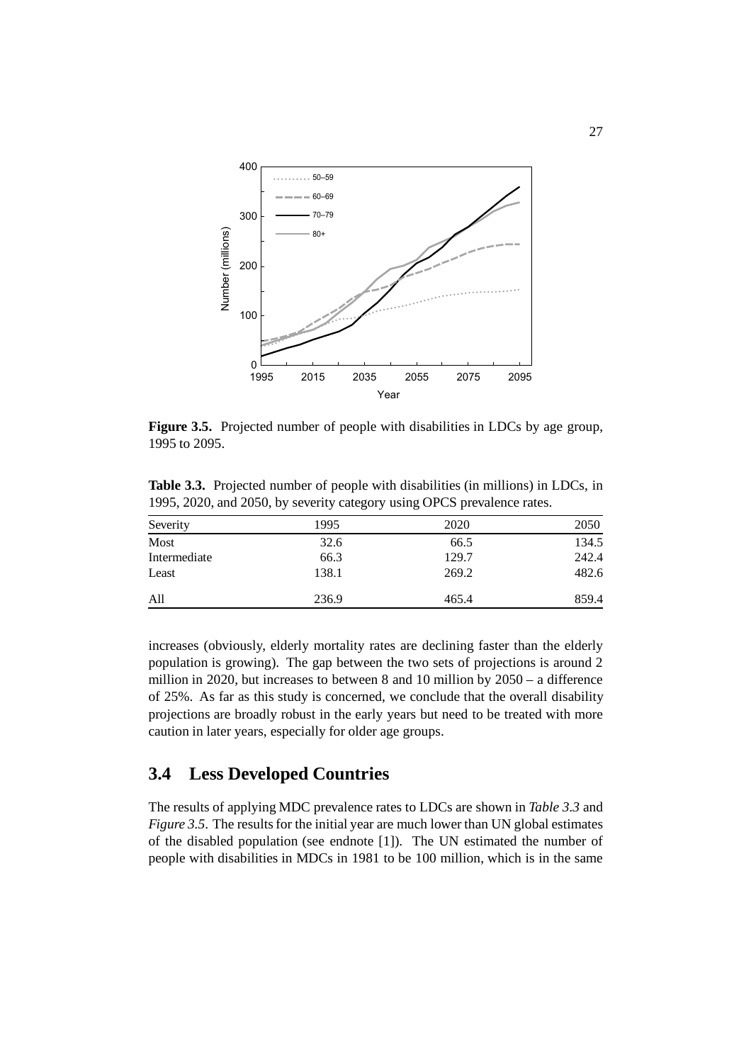**Figure 3.5.** Projected number of people with disabilities in LDCs by age group, 1995 to 2095.

**Table 3.3.** Projected number of people with disabilities (in millions) in LDCs, in 1995, 2020, and 2050, by severity category using OPCS prevalence rates.

| Severity | 1995 | 2020 | 2050 |
|---|---|---|---|
| Most | 32.6 | 66.5 | 134.5 |
| Intermediate | 66.3 | 129.7 | 242.4 |
| Least | 138.1 | 269.2 | 482.6 |
| All | 236.9 | 465.4 | 859.4 |

increases (obviously, elderly mortality rates are declining faster than the elderly population is growing). The gap between the two sets of projections is around 2 million in 2020, but increases to between 8 and 10 million by 2050 – a difference of 25%. As far as this study is concerned, we conclude that the overall disability projections are broadly robust in the early years but need to be treated with more caution in later years, especially for older age groups.

## 3.4 Less Developed Countries

The results of applying MDC prevalence rates to LDCs are shown in *Table 3.3* and *Figure 3.5*. The results for the initial year are much lower than UN global estimates of the disabled population (see endnote [1]). The UN estimated the number of people with disabilities in MDCs in 1981 to be 100 million, which is in the same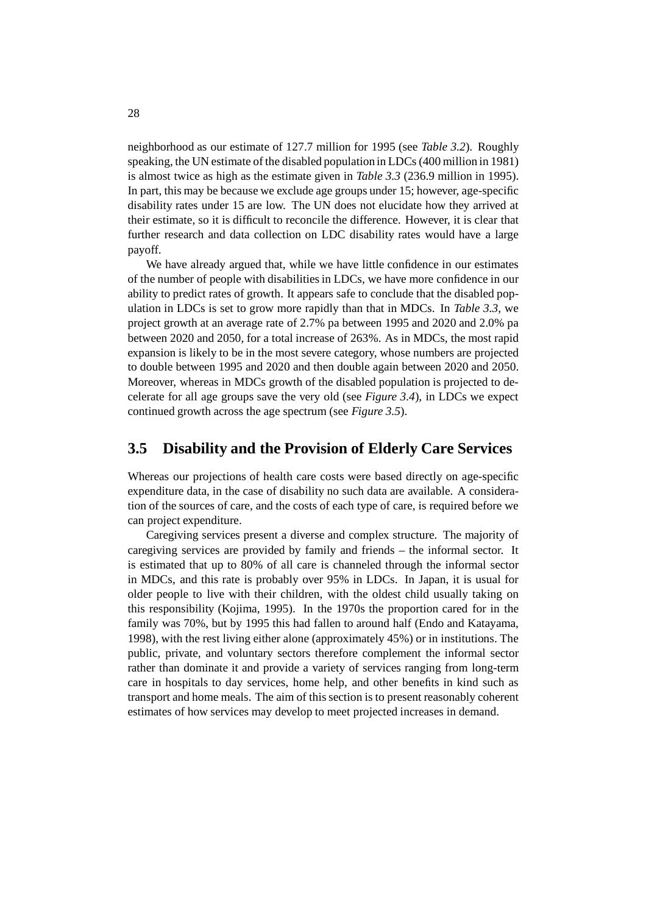neighborhood as our estimate of 127.7 million for 1995 (see *Table 3.2*). Roughly speaking, the UN estimate of the disabled population in LDCs (400 million in 1981) is almost twice as high as the estimate given in *Table 3.3* (236.9 million in 1995). In part, this may be because we exclude age groups under 15; however, age-specific disability rates under 15 are low. The UN does not elucidate how they arrived at their estimate, so it is difficult to reconcile the difference. However, it is clear that further research and data collection on LDC disability rates would have a large payoff.

We have already argued that, while we have little confidence in our estimates of the number of people with disabilities in LDCs, we have more confidence in our ability to predict rates of growth. It appears safe to conclude that the disabled population in LDCs is set to grow more rapidly than that in MDCs. In *Table 3.3*, we project growth at an average rate of 2.7% pa between 1995 and 2020 and 2.0% pa between 2020 and 2050, for a total increase of 263%. As in MDCs, the most rapid expansion is likely to be in the most severe category, whose numbers are projected to double between 1995 and 2020 and then double again between 2020 and 2050. Moreover, whereas in MDCs growth of the disabled population is projected to decelerate for all age groups save the very old (see *Figure 3.4*), in LDCs we expect continued growth across the age spectrum (see *Figure 3.5*).

## 3.5 Disability and the Provision of Elderly Care Services

Whereas our projections of health care costs were based directly on age-specific expenditure data, in the case of disability no such data are available. A consideration of the sources of care, and the costs of each type of care, is required before we can project expenditure.

Caregiving services present a diverse and complex structure. The majority of caregiving services are provided by family and friends – the informal sector. It is estimated that up to 80% of all care is channeled through the informal sector in MDCs, and this rate is probably over 95% in LDCs. In Japan, it is usual for older people to live with their children, with the oldest child usually taking on this responsibility (Kojima, 1995). In the 1970s the proportion cared for in the family was 70%, but by 1995 this had fallen to around half (Endo and Katayama, 1998), with the rest living either alone (approximately 45%) or in institutions. The public, private, and voluntary sectors therefore complement the informal sector rather than dominate it and provide a variety of services ranging from long-term care in hospitals to day services, home help, and other benefits in kind such as transport and home meals. The aim of this section is to present reasonably coherent estimates of how services may develop to meet projected increases in demand.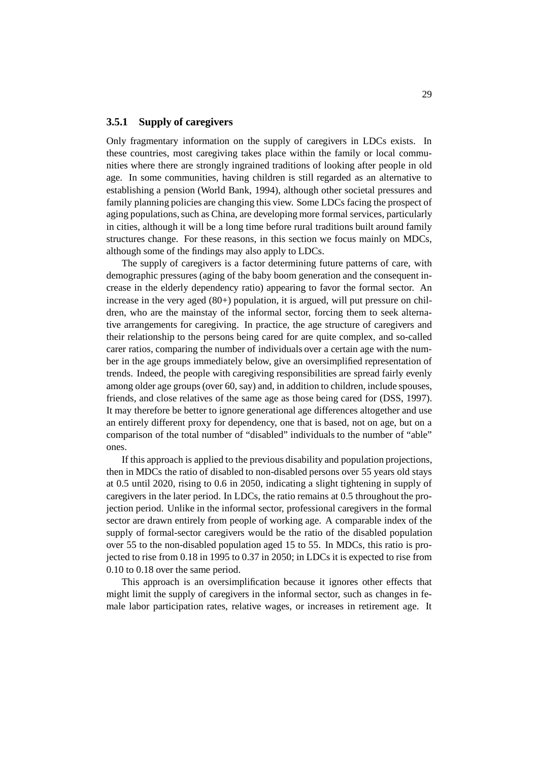### 3.5.1 Supply of caregivers

Only fragmentary information on the supply of caregivers in LDCs exists. In these countries, most caregiving takes place within the family or local communities where there are strongly ingrained traditions of looking after people in old age. In some communities, having children is still regarded as an alternative to establishing a pension (World Bank, 1994), although other societal pressures and family planning policies are changing this view. Some LDCs facing the prospect of aging populations, such as China, are developing more formal services, particularly in cities, although it will be a long time before rural traditions built around family structures change. For these reasons, in this section we focus mainly on MDCs, although some of the findings may also apply to LDCs.

The supply of caregivers is a factor determining future patterns of care, with demographic pressures (aging of the baby boom generation and the consequent increase in the elderly dependency ratio) appearing to favor the formal sector. An increase in the very aged (80+) population, it is argued, will put pressure on children, who are the mainstay of the informal sector, forcing them to seek alternative arrangements for caregiving. In practice, the age structure of caregivers and their relationship to the persons being cared for are quite complex, and so-called carer ratios, comparing the number of individuals over a certain age with the number in the age groups immediately below, give an oversimplified representation of trends. Indeed, the people with caregiving responsibilities are spread fairly evenly among older age groups (over 60, say) and, in addition to children, include spouses, friends, and close relatives of the same age as those being cared for (DSS, 1997). It may therefore be better to ignore generational age differences altogether and use an entirely different proxy for dependency, one that is based, not on age, but on a comparison of the total number of "disabled" individuals to the number of "able" ones.

If this approach is applied to the previous disability and population projections, then in MDCs the ratio of disabled to non-disabled persons over 55 years old stays at 0.5 until 2020, rising to 0.6 in 2050, indicating a slight tightening in supply of caregivers in the later period. In LDCs, the ratio remains at 0.5 throughout the projection period. Unlike in the informal sector, professional caregivers in the formal sector are drawn entirely from people of working age. A comparable index of the supply of formal-sector caregivers would be the ratio of the disabled population over 55 to the non-disabled population aged 15 to 55. In MDCs, this ratio is projected to rise from 0.18 in 1995 to 0.37 in 2050; in LDCs it is expected to rise from 0.10 to 0.18 over the same period.

This approach is an oversimplification because it ignores other effects that might limit the supply of caregivers in the informal sector, such as changes in female labor participation rates, relative wages, or increases in retirement age. It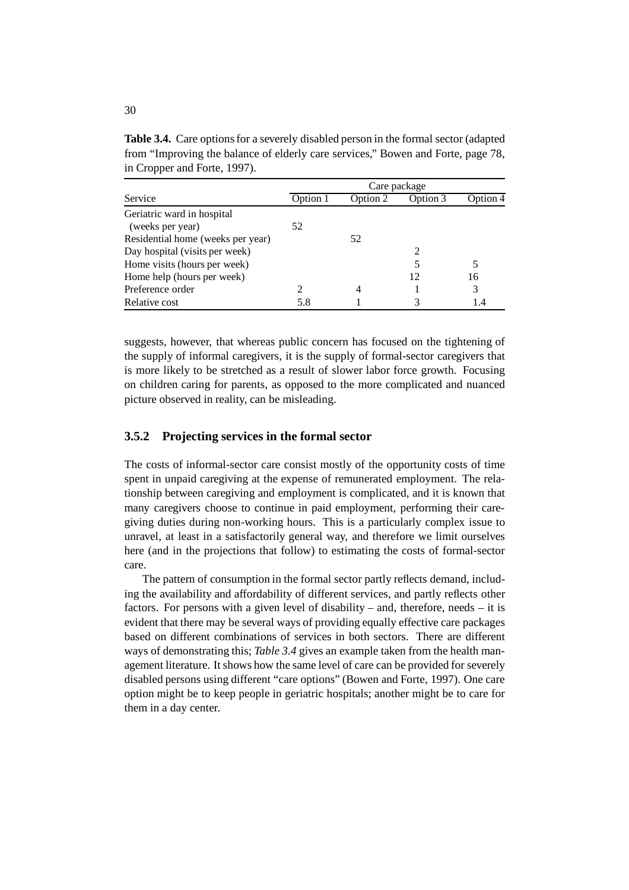**Table 3.4.** Care options for a severely disabled person in the formal sector (adapted from "Improving the balance of elderly care services," Bowen and Forte, page 78, in Cropper and Forte, 1997).

| | Care package | | | |
|---|---|---|---|---|
| Service | Option 1 | Option 2 | Option 3 | Option 4 |
| Geriatric ward in hospital (weeks per year) | 52 | | | |
| Residential home (weeks per year) | | 52 | | |
| Day hospital (visits per week) | | | 2 | |
| Home visits (hours per week) | | | 5 | 5 |
| Home help (hours per week) | | | 12 | 16 |
| Preference order | 2 | 4 | 1 | 3 |
| Relative cost | 5.8 | 1 | 3 | 1.4 |

suggests, however, that whereas public concern has focused on the tightening of the supply of informal caregivers, it is the supply of formal-sector caregivers that is more likely to be stretched as a result of slower labor force growth. Focusing on children caring for parents, as opposed to the more complicated and nuanced picture observed in reality, can be misleading.

### 3.5.2 Projecting services in the formal sector

The costs of informal-sector care consist mostly of the opportunity costs of time spent in unpaid caregiving at the expense of remunerated employment. The relationship between caregiving and employment is complicated, and it is known that many caregivers choose to continue in paid employment, performing their caregiving duties during non-working hours. This is a particularly complex issue to unravel, at least in a satisfactorily general way, and therefore we limit ourselves here (and in the projections that follow) to estimating the costs of formal-sector care.

The pattern of consumption in the formal sector partly reflects demand, including the availability and affordability of different services, and partly reflects other factors. For persons with a given level of disability – and, therefore, needs – it is evident that there may be several ways of providing equally effective care packages based on different combinations of services in both sectors. There are different ways of demonstrating this; *Table 3.4* gives an example taken from the health management literature. It shows how the same level of care can be provided for severely disabled persons using different "care options" (Bowen and Forte, 1997). One care option might be to keep people in geriatric hospitals; another might be to care for them in a day center.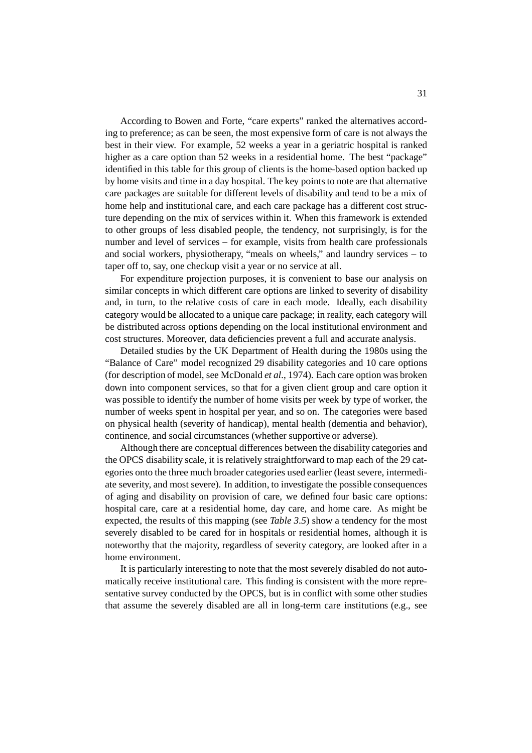According to Bowen and Forte, "care experts" ranked the alternatives according to preference; as can be seen, the most expensive form of care is not always the best in their view. For example, 52 weeks a year in a geriatric hospital is ranked higher as a care option than 52 weeks in a residential home. The best "package" identified in this table for this group of clients is the home-based option backed up by home visits and time in a day hospital. The key points to note are that alternative care packages are suitable for different levels of disability and tend to be a mix of home help and institutional care, and each care package has a different cost structure depending on the mix of services within it. When this framework is extended to other groups of less disabled people, the tendency, not surprisingly, is for the number and level of services – for example, visits from health care professionals and social workers, physiotherapy, "meals on wheels," and laundry services – to taper off to, say, one checkup visit a year or no service at all.

For expenditure projection purposes, it is convenient to base our analysis on similar concepts in which different care options are linked to severity of disability and, in turn, to the relative costs of care in each mode. Ideally, each disability category would be allocated to a unique care package; in reality, each category will be distributed across options depending on the local institutional environment and cost structures. Moreover, data deficiencies prevent a full and accurate analysis.

Detailed studies by the UK Department of Health during the 1980s using the "Balance of Care" model recognized 29 disability categories and 10 care options (for description of model, see McDonald *et al*., 1974). Each care option was broken down into component services, so that for a given client group and care option it was possible to identify the number of home visits per week by type of worker, the number of weeks spent in hospital per year, and so on. The categories were based on physical health (severity of handicap), mental health (dementia and behavior), continence, and social circumstances (whether supportive or adverse).

Although there are conceptual differences between the disability categories and the OPCS disability scale, it is relatively straightforward to map each of the 29 categories onto the three much broader categories used earlier (least severe, intermediate severity, and most severe). In addition, to investigate the possible consequences of aging and disability on provision of care, we defined four basic care options: hospital care, care at a residential home, day care, and home care. As might be expected, the results of this mapping (see *Table 3.5*) show a tendency for the most severely disabled to be cared for in hospitals or residential homes, although it is noteworthy that the majority, regardless of severity category, are looked after in a home environment.

It is particularly interesting to note that the most severely disabled do not automatically receive institutional care. This finding is consistent with the more representative survey conducted by the OPCS, but is in conflict with some other studies that assume the severely disabled are all in long-term care institutions (e.g., see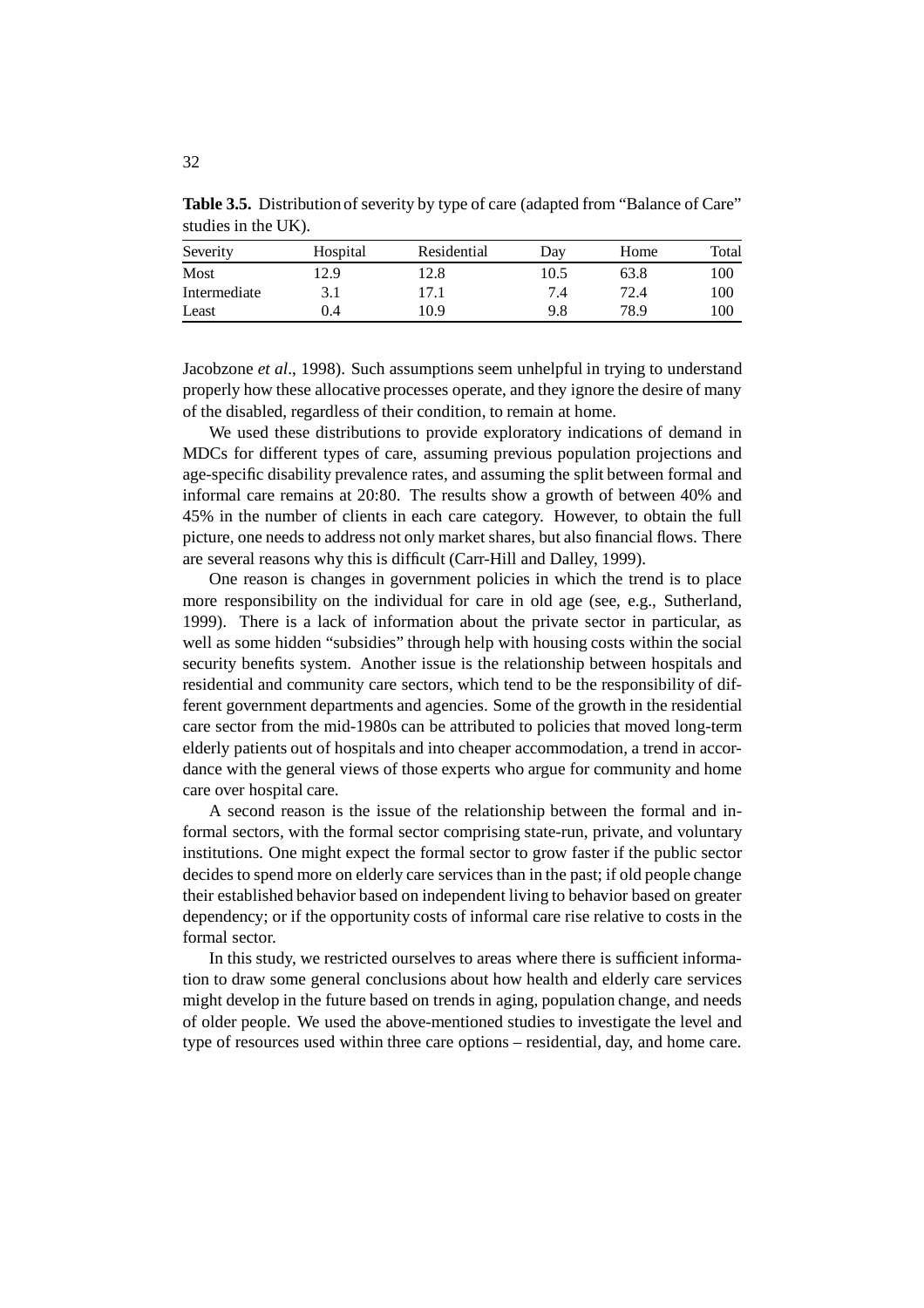**Table 3.5.** Distribution of severity by type of care (adapted from "Balance of Care" studies in the UK).

| Severity | Hospital | Residential | Day | Home | Total |
|---|---|---|---|---|---|
| Most | 12.9 | 12.8 | 10.5 | 63.8 | 100 |
| Intermediate | 3.1 | 17.1 | 7.4 | 72.4 | 100 |
| Least | 0.4 | 10.9 | 9.8 | 78.9 | 100 |

Jacobzone *et al*., 1998). Such assumptions seem unhelpful in trying to understand properly how these allocative processes operate, and they ignore the desire of many of the disabled, regardless of their condition, to remain at home.

We used these distributions to provide exploratory indications of demand in MDCs for different types of care, assuming previous population projections and age-specific disability prevalence rates, and assuming the split between formal and informal care remains at 20:80. The results show a growth of between 40% and 45% in the number of clients in each care category. However, to obtain the full picture, one needs to address not only market shares, but also financial flows. There are several reasons why this is difficult (Carr-Hill and Dalley, 1999).

One reason is changes in government policies in which the trend is to place more responsibility on the individual for care in old age (see, e.g., Sutherland, 1999). There is a lack of information about the private sector in particular, as well as some hidden "subsidies" through help with housing costs within the social security benefits system. Another issue is the relationship between hospitals and residential and community care sectors, which tend to be the responsibility of different government departments and agencies. Some of the growth in the residential care sector from the mid-1980s can be attributed to policies that moved long-term elderly patients out of hospitals and into cheaper accommodation, a trend in accordance with the general views of those experts who argue for community and home care over hospital care.

A second reason is the issue of the relationship between the formal and informal sectors, with the formal sector comprising state-run, private, and voluntary institutions. One might expect the formal sector to grow faster if the public sector decides to spend more on elderly care services than in the past; if old people change their established behavior based on independent living to behavior based on greater dependency; or if the opportunity costs of informal care rise relative to costs in the formal sector.

In this study, we restricted ourselves to areas where there is sufficient information to draw some general conclusions about how health and elderly care services might develop in the future based on trends in aging, population change, and needs of older people. We used the above-mentioned studies to investigate the level and type of resources used within three care options – residential, day, and home care.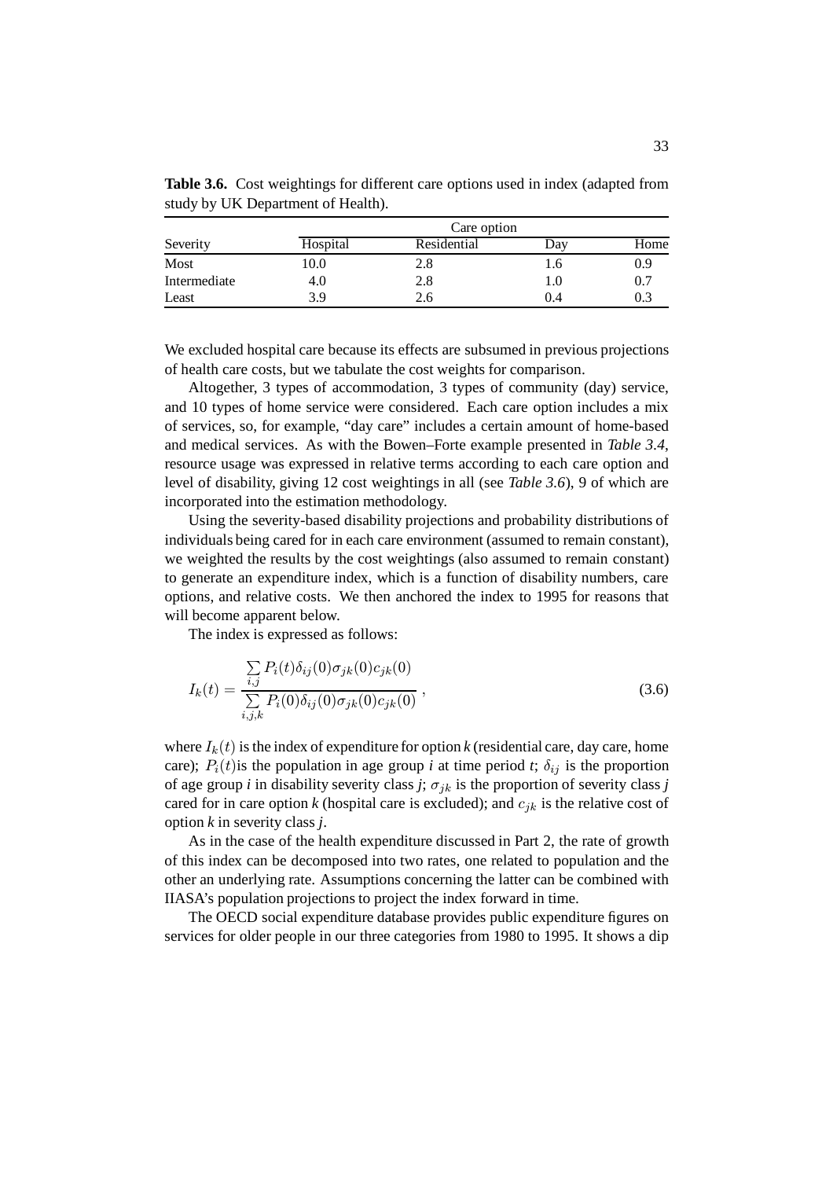**Table 3.6.** Cost weightings for different care options used in index (adapted from study by UK Department of Health).

| | Care option | | | |
|---|---|---|---|---|
| Severity | Hospital | Residential | Day | Home |
| Most | 10.0 | 2.8 | 1.6 | 0.9 |
| Intermediate | 4.0 | 2.8 | 1.0 | 0.7 |
| Least | 3.9 | 2.6 | 0.4 | 0.3 |

We excluded hospital care because its effects are subsumed in previous projections of health care costs, but we tabulate the cost weights for comparison.

Altogether, 3 types of accommodation, 3 types of community (day) service, and 10 types of home service were considered. Each care option includes a mix of services, so, for example, "day care" includes a certain amount of home-based and medical services. As with the Bowen–Forte example presented in *Table 3.4*, resource usage was expressed in relative terms according to each care option and level of disability, giving 12 cost weightings in all (see *Table 3.6*), 9 of which are incorporated into the estimation methodology.

Using the severity-based disability projections and probability distributions of individuals being cared for in each care environment (assumed to remain constant), we weighted the results by the cost weightings (also assumed to remain constant) to generate an expenditure index, which is a function of disability numbers, care options, and relative costs. We then anchored the index to 1995 for reasons that will become apparent below.

The index is expressed as follows:

$$I_k(t) = \frac{\sum\limits_{i,j} P_i(t)\delta_{ij}(0)\sigma_{jk}(0)c_{jk}(0)}{\sum\limits_{i,j,k} P_i(0)\delta_{ij}(0)\sigma_{jk}(0)c_{jk}(0)} \,, \tag{3.6}$$

where $I_k(t)$ is the index of expenditure for option *k* (residential care, day care, home care); $P_i(t)$is the population in age group *i* at time period *t*; $\delta_{ij}$ is the proportion of age group *i* in disability severity class *j*; $\sigma_{jk}$ is the proportion of severity class *j* cared for in care option *k* (hospital care is excluded); and $c_{jk}$ is the relative cost of option *k* in severity class *j*.

As in the case of the health expenditure discussed in Part 2, the rate of growth of this index can be decomposed into two rates, one related to population and the other an underlying rate. Assumptions concerning the latter can be combined with IIASA's population projections to project the index forward in time.

The OECD social expenditure database provides public expenditure figures on services for older people in our three categories from 1980 to 1995. It shows a dip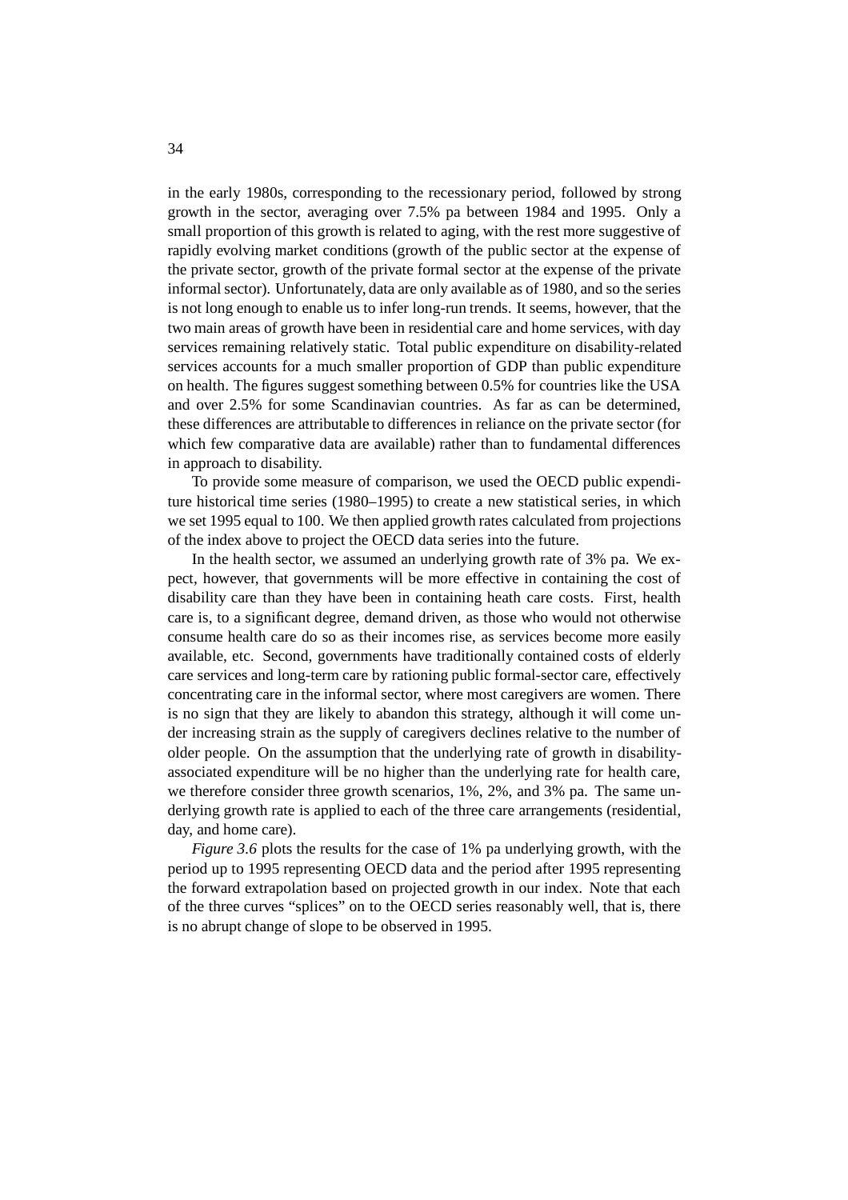in the early 1980s, corresponding to the recessionary period, followed by strong growth in the sector, averaging over 7.5% pa between 1984 and 1995. Only a small proportion of this growth is related to aging, with the rest more suggestive of rapidly evolving market conditions (growth of the public sector at the expense of the private sector, growth of the private formal sector at the expense of the private informal sector). Unfortunately, data are only available as of 1980, and so the series is not long enough to enable us to infer long-run trends. It seems, however, that the two main areas of growth have been in residential care and home services, with day services remaining relatively static. Total public expenditure on disability-related services accounts for a much smaller proportion of GDP than public expenditure on health. The figures suggest something between 0.5% for countries like the USA and over 2.5% for some Scandinavian countries. As far as can be determined, these differences are attributable to differences in reliance on the private sector (for which few comparative data are available) rather than to fundamental differences in approach to disability.

To provide some measure of comparison, we used the OECD public expenditure historical time series (1980–1995) to create a new statistical series, in which we set 1995 equal to 100. We then applied growth rates calculated from projections of the index above to project the OECD data series into the future.

In the health sector, we assumed an underlying growth rate of 3% pa. We expect, however, that governments will be more effective in containing the cost of disability care than they have been in containing heath care costs. First, health care is, to a significant degree, demand driven, as those who would not otherwise consume health care do so as their incomes rise, as services become more easily available, etc. Second, governments have traditionally contained costs of elderly care services and long-term care by rationing public formal-sector care, effectively concentrating care in the informal sector, where most caregivers are women. There is no sign that they are likely to abandon this strategy, although it will come under increasing strain as the supply of caregivers declines relative to the number of older people. On the assumption that the underlying rate of growth in disability-associated expenditure will be no higher than the underlying rate for health care, we therefore consider three growth scenarios, 1%, 2%, and 3% pa. The same underlying growth rate is applied to each of the three care arrangements (residential, day, and home care).

*Figure 3.6* plots the results for the case of 1% pa underlying growth, with the period up to 1995 representing OECD data and the period after 1995 representing the forward extrapolation based on projected growth in our index. Note that each of the three curves "splices" on to the OECD series reasonably well, that is, there is no abrupt change of slope to be observed in 1995.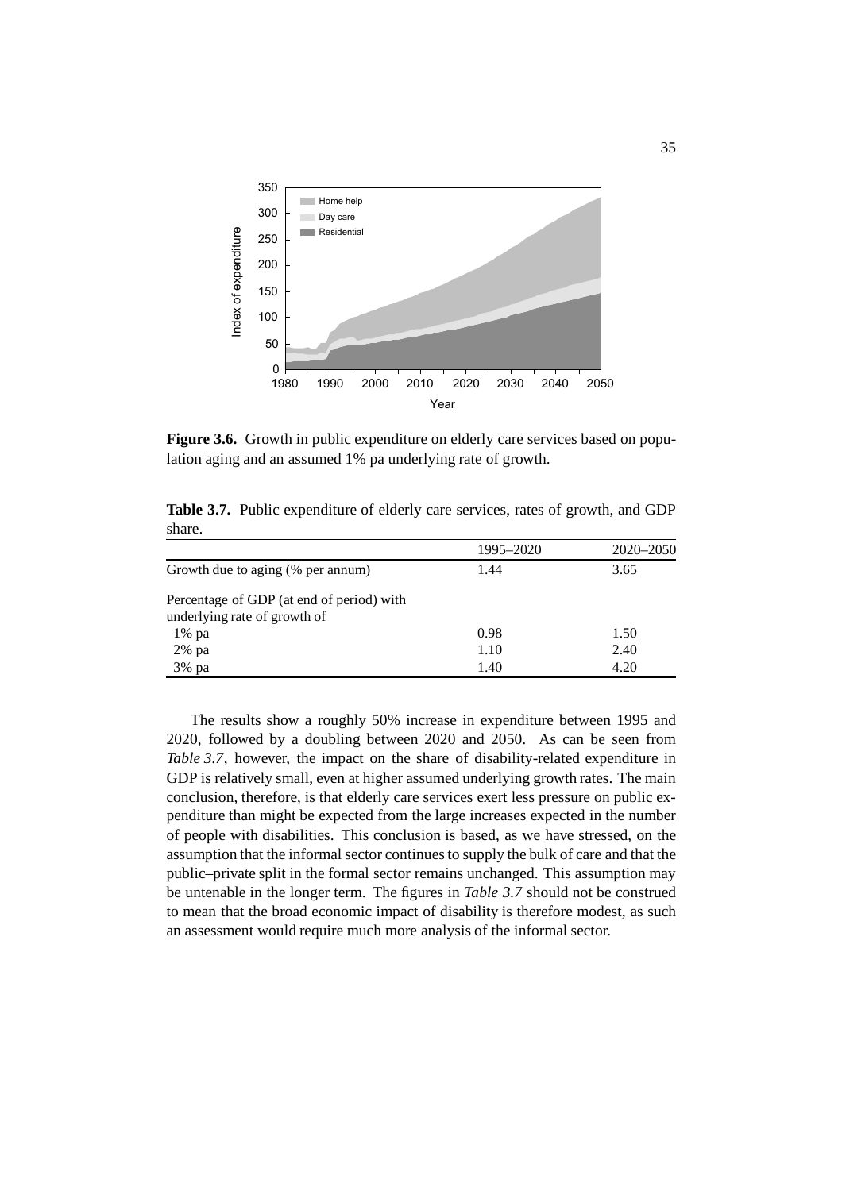**Figure 3.6.** Growth in public expenditure on elderly care services based on population aging and an assumed 1% pa underlying rate of growth.

**Table 3.7.** Public expenditure of elderly care services, rates of growth, and GDP share.

| | 1995–2020 | 2020–2050 |
|---|---|---|
| Growth due to aging (% per annum) | 1.44 | 3.65 |
| Percentage of GDP (at end of period) with underlying rate of growth of | | |
| 1% pa | 0.98 | 1.50 |
| 2% pa | 1.10 | 2.40 |
| 3% pa | 1.40 | 4.20 |

The results show a roughly 50% increase in expenditure between 1995 and 2020, followed by a doubling between 2020 and 2050. As can be seen from *Table 3.7*, however, the impact on the share of disability-related expenditure in GDP is relatively small, even at higher assumed underlying growth rates. The main conclusion, therefore, is that elderly care services exert less pressure on public expenditure than might be expected from the large increases expected in the number of people with disabilities. This conclusion is based, as we have stressed, on the assumption that the informal sector continues to supply the bulk of care and that the public–private split in the formal sector remains unchanged. This assumption may be untenable in the longer term. The figures in *Table 3.7* should not be construed to mean that the broad economic impact of disability is therefore modest, as such an assessment would require much more analysis of the informal sector.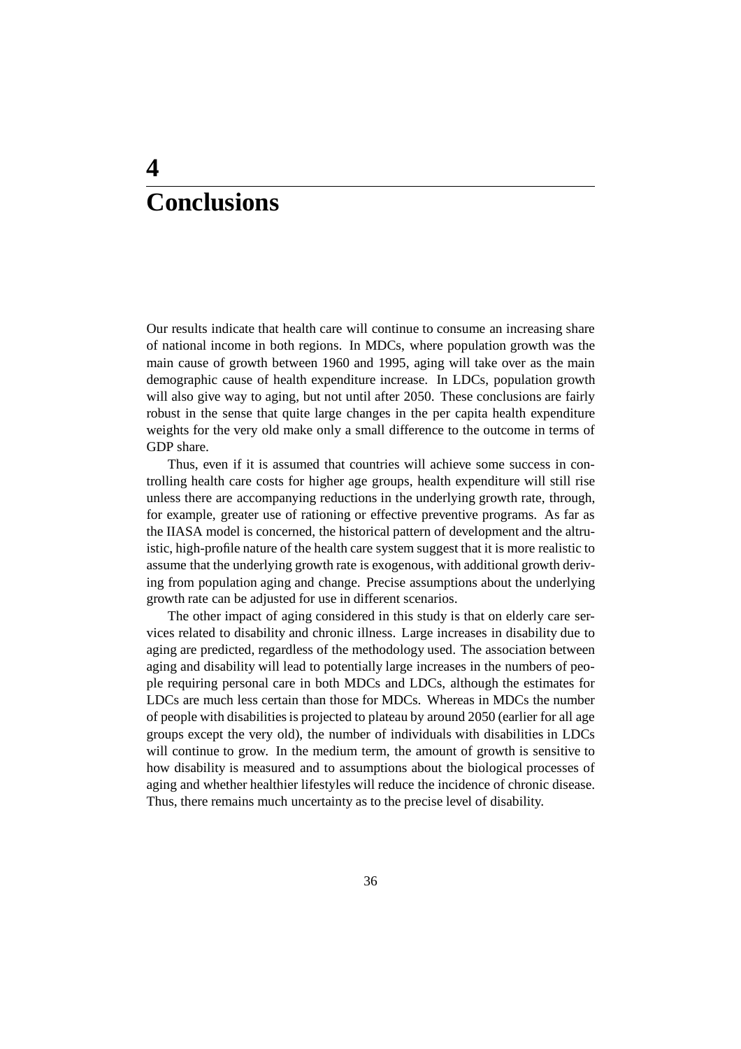# 4 Conclusions

Our results indicate that health care will continue to consume an increasing share of national income in both regions. In MDCs, where population growth was the main cause of growth between 1960 and 1995, aging will take over as the main demographic cause of health expenditure increase. In LDCs, population growth will also give way to aging, but not until after 2050. These conclusions are fairly robust in the sense that quite large changes in the per capita health expenditure weights for the very old make only a small difference to the outcome in terms of GDP share.

Thus, even if it is assumed that countries will achieve some success in controlling health care costs for higher age groups, health expenditure will still rise unless there are accompanying reductions in the underlying growth rate, through, for example, greater use of rationing or effective preventive programs. As far as the IIASA model is concerned, the historical pattern of development and the altruistic, high-profile nature of the health care system suggest that it is more realistic to assume that the underlying growth rate is exogenous, with additional growth deriving from population aging and change. Precise assumptions about the underlying growth rate can be adjusted for use in different scenarios.

The other impact of aging considered in this study is that on elderly care services related to disability and chronic illness. Large increases in disability due to aging are predicted, regardless of the methodology used. The association between aging and disability will lead to potentially large increases in the numbers of people requiring personal care in both MDCs and LDCs, although the estimates for LDCs are much less certain than those for MDCs. Whereas in MDCs the number of people with disabilities is projected to plateau by around 2050 (earlier for all age groups except the very old), the number of individuals with disabilities in LDCs will continue to grow. In the medium term, the amount of growth is sensitive to how disability is measured and to assumptions about the biological processes of aging and whether healthier lifestyles will reduce the incidence of chronic disease. Thus, there remains much uncertainty as to the precise level of disability.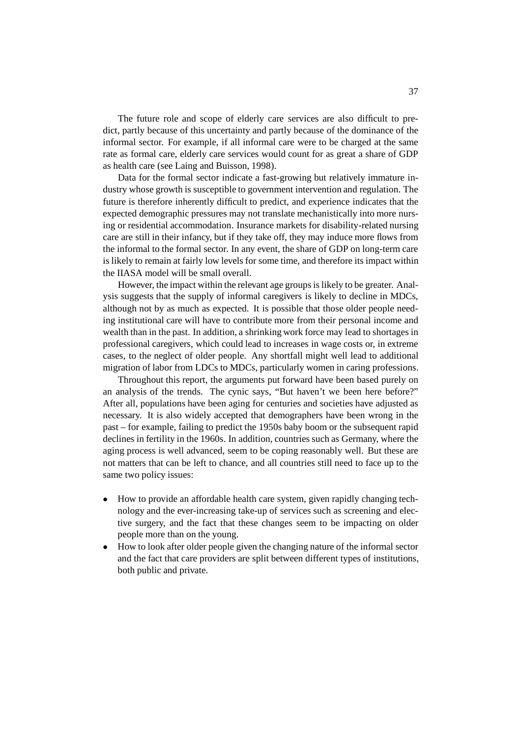The future role and scope of elderly care services are also difficult to predict, partly because of this uncertainty and partly because of the dominance of the informal sector. For example, if all informal care were to be charged at the same rate as formal care, elderly care services would count for as great a share of GDP as health care (see Laing and Buisson, 1998).

Data for the formal sector indicate a fast-growing but relatively immature industry whose growth is susceptible to government intervention and regulation. The future is therefore inherently difficult to predict, and experience indicates that the expected demographic pressures may not translate mechanistically into more nursing or residential accommodation. Insurance markets for disability-related nursing care are still in their infancy, but if they take off, they may induce more flows from the informal to the formal sector. In any event, the share of GDP on long-term care is likely to remain at fairly low levels for some time, and therefore its impact within the IIASA model will be small overall.

However, the impact within the relevant age groups is likely to be greater. Analysis suggests that the supply of informal caregivers is likely to decline in MDCs, although not by as much as expected. It is possible that those older people needing institutional care will have to contribute more from their personal income and wealth than in the past. In addition, a shrinking work force may lead to shortages in professional caregivers, which could lead to increases in wage costs or, in extreme cases, to the neglect of older people. Any shortfall might well lead to additional migration of labor from LDCs to MDCs, particularly women in caring professions.

Throughout this report, the arguments put forward have been based purely on an analysis of the trends. The cynic says, "But haven't we been here before?" After all, populations have been aging for centuries and societies have adjusted as necessary. It is also widely accepted that demographers have been wrong in the past – for example, failing to predict the 1950s baby boom or the subsequent rapid declines in fertility in the 1960s. In addition, countries such as Germany, where the aging process is well advanced, seem to be coping reasonably well. But these are not matters that can be left to chance, and all countries still need to face up to the same two policy issues:

- How to provide an affordable health care system, given rapidly changing technology and the ever-increasing take-up of services such as screening and elective surgery, and the fact that these changes seem to be impacting on older people more than on the young.
- How to look after older people given the changing nature of the informal sector and the fact that care providers are split between different types of institutions, both public and private.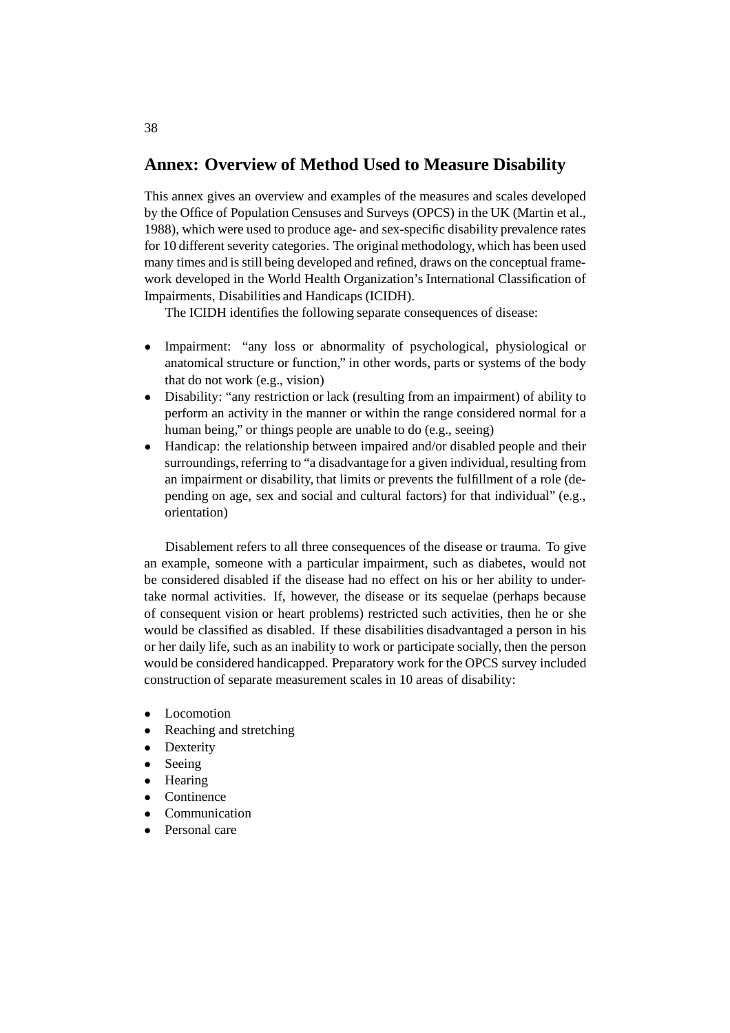# Annex: Overview of Method Used to Measure Disability

This annex gives an overview and examples of the measures and scales developed by the Office of Population Censuses and Surveys (OPCS) in the UK (Martin et al., 1988), which were used to produce age- and sex-specific disability prevalence rates for 10 different severity categories. The original methodology, which has been used many times and is still being developed and refined, draws on the conceptual framework developed in the World Health Organization's International Classification of Impairments, Disabilities and Handicaps (ICIDH).

The ICIDH identifies the following separate consequences of disease:

- Impairment: "any loss or abnormality of psychological, physiological or anatomical structure or function," in other words, parts or systems of the body that do not work (e.g., vision)
- Disability: "any restriction or lack (resulting from an impairment) of ability to perform an activity in the manner or within the range considered normal for a human being," or things people are unable to do (e.g., seeing)
- Handicap: the relationship between impaired and/or disabled people and their surroundings, referring to "a disadvantage for a given individual, resulting from an impairment or disability, that limits or prevents the fulfillment of a role (depending on age, sex and social and cultural factors) for that individual" (e.g., orientation)

Disablement refers to all three consequences of the disease or trauma. To give an example, someone with a particular impairment, such as diabetes, would not be considered disabled if the disease had no effect on his or her ability to undertake normal activities. If, however, the disease or its sequelae (perhaps because of consequent vision or heart problems) restricted such activities, then he or she would be classified as disabled. If these disabilities disadvantaged a person in his or her daily life, such as an inability to work or participate socially, then the person would be considered handicapped. Preparatory work for the OPCS survey included construction of separate measurement scales in 10 areas of disability:

- Locomotion
- Reaching and stretching
- Dexterity
- Seeing
- Hearing
- Continence
- Communication
- Personal care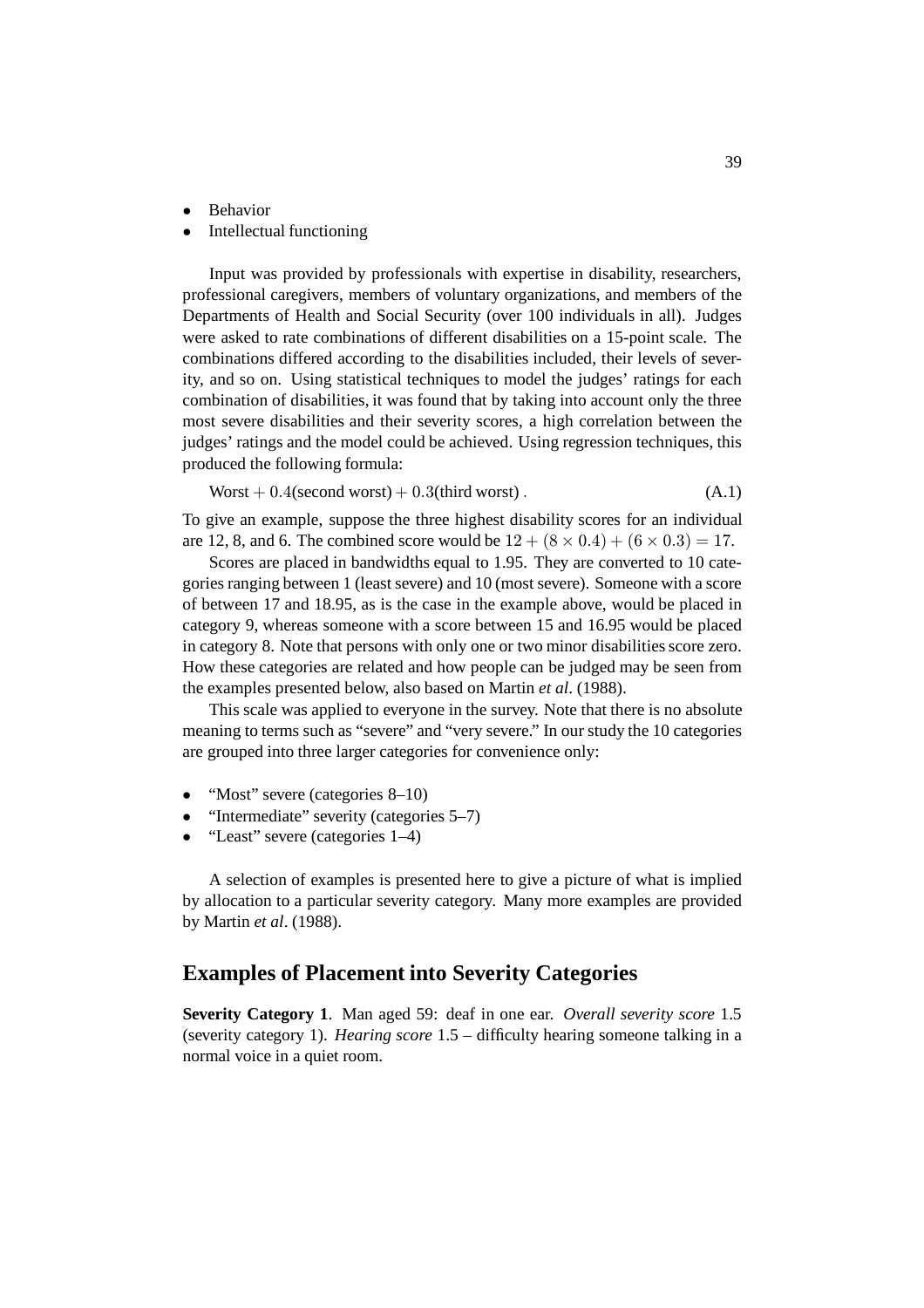- Behavior
- Intellectual functioning

Input was provided by professionals with expertise in disability, researchers, professional caregivers, members of voluntary organizations, and members of the Departments of Health and Social Security (over 100 individuals in all). Judges were asked to rate combinations of different disabilities on a 15-point scale. The combinations differed according to the disabilities included, their levels of severity, and so on. Using statistical techniques to model the judges' ratings for each combination of disabilities, it was found that by taking into account only the three most severe disabilities and their severity scores, a high correlation between the judges' ratings and the model could be achieved. Using regression techniques, this produced the following formula:

$$\text{Worst} + 0.4(\text{second worst}) + 0.3(\text{third worst}) . \tag{A.1}$$

To give an example, suppose the three highest disability scores for an individual are 12, 8, and 6. The combined score would be $12 + (8 \times 0.4) + (6 \times 0.3) = 17$.

Scores are placed in bandwidths equal to 1.95. They are converted to 10 categories ranging between 1 (least severe) and 10 (most severe). Someone with a score of between 17 and 18.95, as is the case in the example above, would be placed in category 9, whereas someone with a score between 15 and 16.95 would be placed in category 8. Note that persons with only one or two minor disabilities score zero. How these categories are related and how people can be judged may be seen from the examples presented below, also based on Martin *et al*. (1988).

This scale was applied to everyone in the survey. Note that there is no absolute meaning to terms such as "severe" and "very severe." In our study the 10 categories are grouped into three larger categories for convenience only:

- "Most" severe (categories 8–10)
- "Intermediate" severity (categories 5–7)
- "Least" severe (categories 1–4)

A selection of examples is presented here to give a picture of what is implied by allocation to a particular severity category. Many more examples are provided by Martin *et al*. (1988).

## Examples of Placement into Severity Categories

**Severity Category 1**. Man aged 59: deaf in one ear. *Overall severity score* 1.5 (severity category 1). *Hearing score* 1.5 – difficulty hearing someone talking in a normal voice in a quiet room.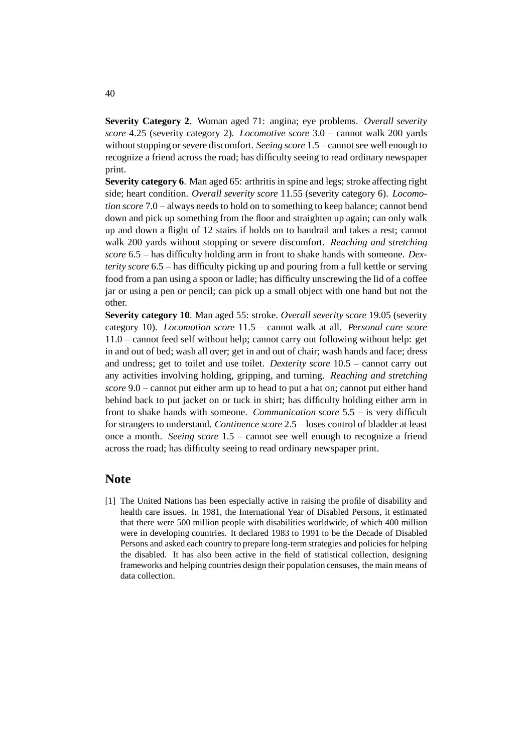**Severity Category 2**. Woman aged 71: angina; eye problems. *Overall severity score* 4.25 (severity category 2). *Locomotive score* 3.0 – cannot walk 200 yards without stopping or severe discomfort. *Seeing score* 1.5 – cannot see well enough to recognize a friend across the road; has difficulty seeing to read ordinary newspaper print.

**Severity category 6**. Man aged 65: arthritis in spine and legs; stroke affecting right side; heart condition. *Overall severity score* 11.55 (severity category 6). *Locomotion score* 7.0 – always needs to hold on to something to keep balance; cannot bend down and pick up something from the floor and straighten up again; can only walk up and down a flight of 12 stairs if holds on to handrail and takes a rest; cannot walk 200 yards without stopping or severe discomfort. *Reaching and stretching score* 6.5 – has difficulty holding arm in front to shake hands with someone. *Dexterity score* 6.5 – has difficulty picking up and pouring from a full kettle or serving food from a pan using a spoon or ladle; has difficulty unscrewing the lid of a coffee jar or using a pen or pencil; can pick up a small object with one hand but not the other.

**Severity category 10**. Man aged 55: stroke. *Overall severity score* 19.05 (severity category 10). *Locomotion score* 11.5 – cannot walk at all. *Personal care score* 11.0 – cannot feed self without help; cannot carry out following without help: get in and out of bed; wash all over; get in and out of chair; wash hands and face; dress and undress; get to toilet and use toilet. *Dexterity score* 10.5 – cannot carry out any activities involving holding, gripping, and turning. *Reaching and stretching score* 9.0 – cannot put either arm up to head to put a hat on; cannot put either hand behind back to put jacket on or tuck in shirt; has difficulty holding either arm in front to shake hands with someone. *Communication score* 5.5 – is very difficult for strangers to understand. *Continence score* 2.5 – loses control of bladder at least once a month. *Seeing score* 1.5 – cannot see well enough to recognize a friend across the road; has difficulty seeing to read ordinary newspaper print.

## Note

[1] The United Nations has been especially active in raising the profile of disability and health care issues. In 1981, the International Year of Disabled Persons, it estimated that there were 500 million people with disabilities worldwide, of which 400 million were in developing countries. It declared 1983 to 1991 to be the Decade of Disabled Persons and asked each country to prepare long-term strategies and policies for helping the disabled. It has also been active in the field of statistical collection, designing frameworks and helping countries design their population censuses, the main means of data collection.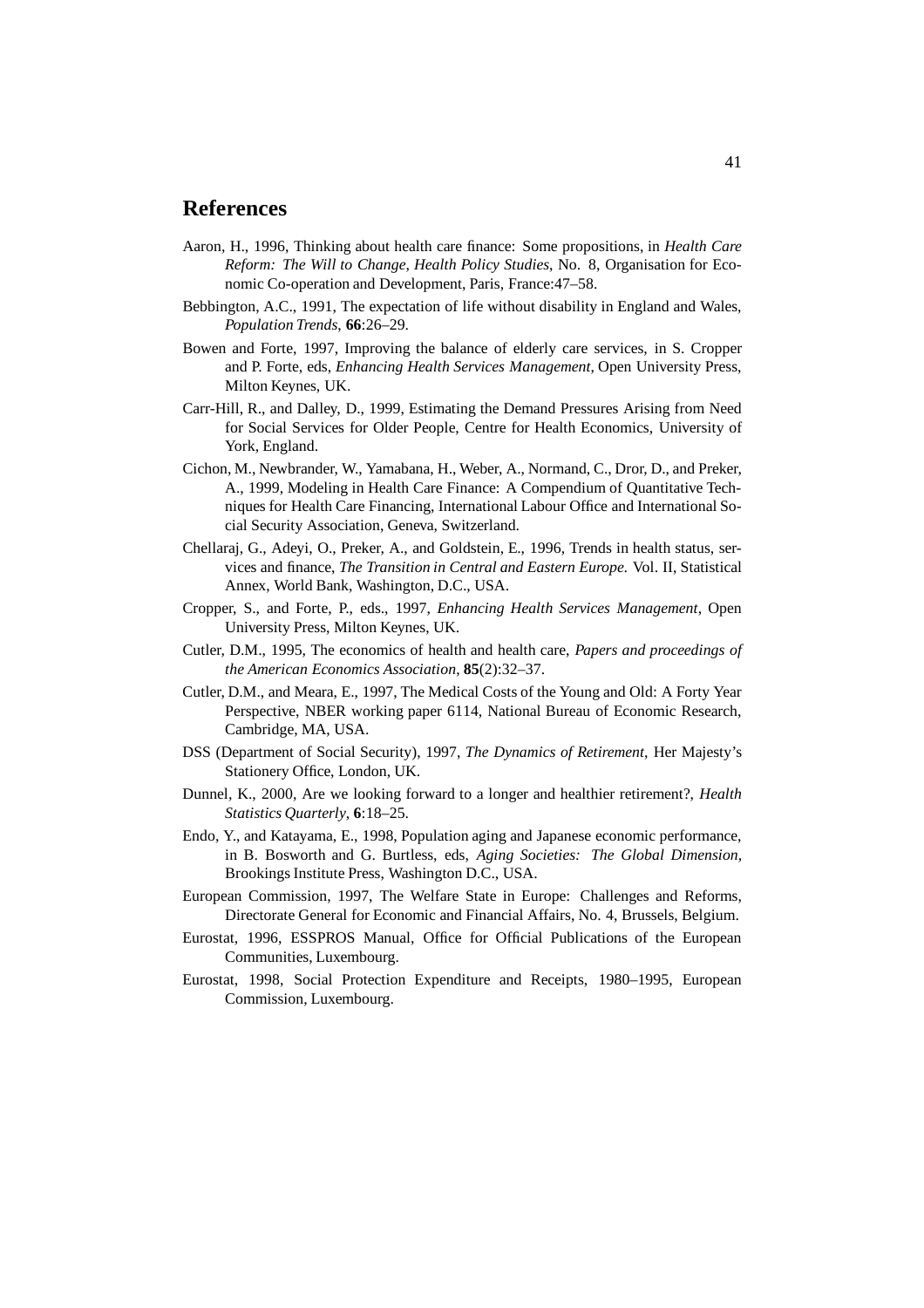## References

Aaron, H., 1996, Thinking about health care finance: Some propositions, in *Health Care Reform: The Will to Change*, *Health Policy Studies*, No. 8, Organisation for Economic Co-operation and Development, Paris, France:47–58.

Bebbington, A.C., 1991, The expectation of life without disability in England and Wales, *Population Trends*, **66**:26–29.

Bowen and Forte, 1997, Improving the balance of elderly care services, in S. Cropper and P. Forte, eds, *Enhancing Health Services Management*, Open University Press, Milton Keynes, UK.

Carr-Hill, R., and Dalley, D., 1999, Estimating the Demand Pressures Arising from Need for Social Services for Older People, Centre for Health Economics, University of York, England.

Cichon, M., Newbrander, W., Yamabana, H., Weber, A., Normand, C., Dror, D., and Preker, A., 1999, Modeling in Health Care Finance: A Compendium of Quantitative Techniques for Health Care Financing, International Labour Office and International Social Security Association, Geneva, Switzerland.

Chellaraj, G., Adeyi, O., Preker, A., and Goldstein, E., 1996, Trends in health status, services and finance, *The Transition in Central and Eastern Europe.* Vol. II, Statistical Annex, World Bank, Washington, D.C., USA.

Cropper, S., and Forte, P., eds., 1997, *Enhancing Health Services Management*, Open University Press, Milton Keynes, UK.

Cutler, D.M., 1995, The economics of health and health care, *Papers and proceedings of the American Economics Association*, **85**(2):32–37.

Cutler, D.M., and Meara, E., 1997, The Medical Costs of the Young and Old: A Forty Year Perspective, NBER working paper 6114, National Bureau of Economic Research, Cambridge, MA, USA.

DSS (Department of Social Security), 1997, *The Dynamics of Retirement*, Her Majesty's Stationery Office, London, UK.

Dunnel, K., 2000, Are we looking forward to a longer and healthier retirement?, *Health Statistics Quarterly*, **6**:18–25.

Endo, Y., and Katayama, E., 1998, Population aging and Japanese economic performance, in B. Bosworth and G. Burtless, eds, *Aging Societies: The Global Dimension*, Brookings Institute Press, Washington D.C., USA.

European Commission, 1997, The Welfare State in Europe: Challenges and Reforms, Directorate General for Economic and Financial Affairs, No. 4, Brussels, Belgium.

Eurostat, 1996, ESSPROS Manual, Office for Official Publications of the European Communities, Luxembourg.

Eurostat, 1998, Social Protection Expenditure and Receipts, 1980–1995, European Commission, Luxembourg.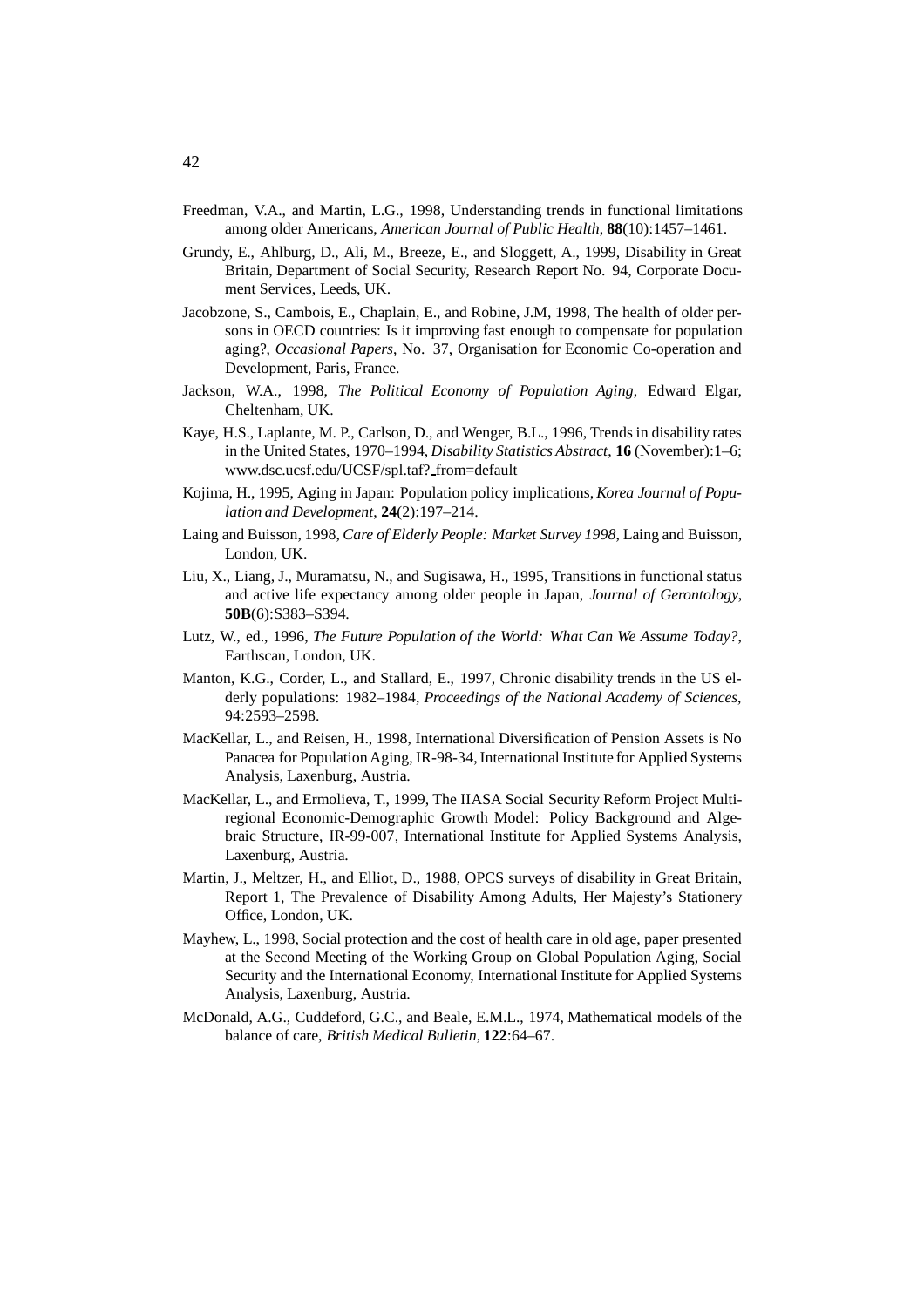Freedman, V.A., and Martin, L.G., 1998, Understanding trends in functional limitations among older Americans, *American Journal of Public Health*, **88**(10):1457–1461.

Grundy, E., Ahlburg, D., Ali, M., Breeze, E., and Sloggett, A., 1999, Disability in Great Britain, Department of Social Security, Research Report No. 94, Corporate Document Services, Leeds, UK.

Jacobzone, S., Cambois, E., Chaplain, E., and Robine, J.M, 1998, The health of older persons in OECD countries: Is it improving fast enough to compensate for population aging?, *Occasional Papers*, No. 37, Organisation for Economic Co-operation and Development, Paris, France.

Jackson, W.A., 1998, *The Political Economy of Population Aging*, Edward Elgar, Cheltenham, UK.

Kaye, H.S., Laplante, M. P., Carlson, D., and Wenger, B.L., 1996, Trends in disability rates in the United States, 1970–1994, *Disability Statistics Abstract*, **16** (November):1–6; www.dsc.ucsf.edu/UCSF/spl.taf?_from=default

Kojima, H., 1995, Aging in Japan: Population policy implications, *Korea Journal of Population and Development*, **24**(2):197–214.

Laing and Buisson, 1998, *Care of Elderly People: Market Survey 1998*, Laing and Buisson, London, UK.

Liu, X., Liang, J., Muramatsu, N., and Sugisawa, H., 1995, Transitions in functional status and active life expectancy among older people in Japan, *Journal of Gerontology*, **50B**(6):S383–S394.

Lutz, W., ed., 1996, *The Future Population of the World: What Can We Assume Today?*, Earthscan, London, UK.

Manton, K.G., Corder, L., and Stallard, E., 1997, Chronic disability trends in the US elderly populations: 1982–1984, *Proceedings of the National Academy of Sciences*, 94:2593–2598.

MacKellar, L., and Reisen, H., 1998, International Diversification of Pension Assets is No Panacea for Population Aging, IR-98-34, International Institute for Applied Systems Analysis, Laxenburg, Austria.

MacKellar, L., and Ermolieva, T., 1999, The IIASA Social Security Reform Project Multiregional Economic-Demographic Growth Model: Policy Background and Algebraic Structure, IR-99-007, International Institute for Applied Systems Analysis, Laxenburg, Austria.

Martin, J., Meltzer, H., and Elliot, D., 1988, OPCS surveys of disability in Great Britain, Report 1, The Prevalence of Disability Among Adults, Her Majesty's Stationery Office, London, UK.

Mayhew, L., 1998, Social protection and the cost of health care in old age, paper presented at the Second Meeting of the Working Group on Global Population Aging, Social Security and the International Economy, International Institute for Applied Systems Analysis, Laxenburg, Austria.

McDonald, A.G., Cuddeford, G.C., and Beale, E.M.L., 1974, Mathematical models of the balance of care, *British Medical Bulletin*, **122**:64–67.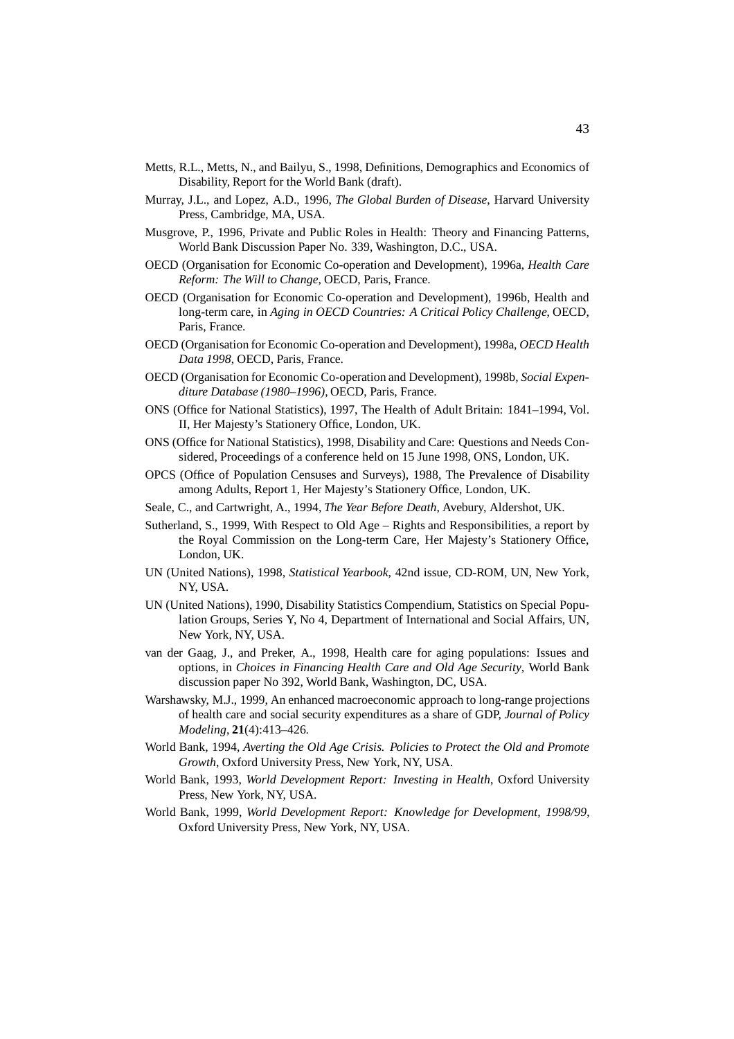Metts, R.L., Metts, N., and Bailyu, S., 1998, Definitions, Demographics and Economics of Disability, Report for the World Bank (draft).

Murray, J.L., and Lopez, A.D., 1996, *The Global Burden of Disease*, Harvard University Press, Cambridge, MA, USA.

Musgrove, P., 1996, Private and Public Roles in Health: Theory and Financing Patterns, World Bank Discussion Paper No. 339, Washington, D.C., USA.

OECD (Organisation for Economic Co-operation and Development), 1996a, *Health Care Reform: The Will to Change*, OECD, Paris, France.

OECD (Organisation for Economic Co-operation and Development), 1996b, Health and long-term care, in *Aging in OECD Countries: A Critical Policy Challenge*, OECD, Paris, France.

OECD (Organisation for Economic Co-operation and Development), 1998a, *OECD Health Data 1998*, OECD, Paris, France.

OECD (Organisation for Economic Co-operation and Development), 1998b, *Social Expenditure Database (1980–1996)*, OECD, Paris, France.

ONS (Office for National Statistics), 1997, The Health of Adult Britain: 1841–1994, Vol. II, Her Majesty's Stationery Office, London, UK.

ONS (Office for National Statistics), 1998, Disability and Care: Questions and Needs Considered, Proceedings of a conference held on 15 June 1998, ONS, London, UK.

OPCS (Office of Population Censuses and Surveys), 1988, The Prevalence of Disability among Adults, Report 1, Her Majesty's Stationery Office, London, UK.

Seale, C., and Cartwright, A., 1994, *The Year Before Death*, Avebury, Aldershot, UK.

Sutherland, S., 1999, With Respect to Old Age – Rights and Responsibilities, a report by the Royal Commission on the Long-term Care, Her Majesty's Stationery Office, London, UK.

UN (United Nations), 1998, *Statistical Yearbook*, 42nd issue, CD-ROM, UN, New York, NY, USA.

UN (United Nations), 1990, Disability Statistics Compendium, Statistics on Special Population Groups, Series Y, No 4, Department of International and Social Affairs, UN, New York, NY, USA.

van der Gaag, J., and Preker, A., 1998, Health care for aging populations: Issues and options, in *Choices in Financing Health Care and Old Age Security*, World Bank discussion paper No 392, World Bank, Washington, DC, USA.

Warshawsky, M.J., 1999, An enhanced macroeconomic approach to long-range projections of health care and social security expenditures as a share of GDP, *Journal of Policy Modeling*, **21**(4):413–426.

World Bank, 1994, *Averting the Old Age Crisis. Policies to Protect the Old and Promote Growth*, Oxford University Press, New York, NY, USA.

World Bank, 1993, *World Development Report: Investing in Health*, Oxford University Press, New York, NY, USA.

World Bank, 1999, *World Development Report: Knowledge for Development, 1998/99*, Oxford University Press, New York, NY, USA.